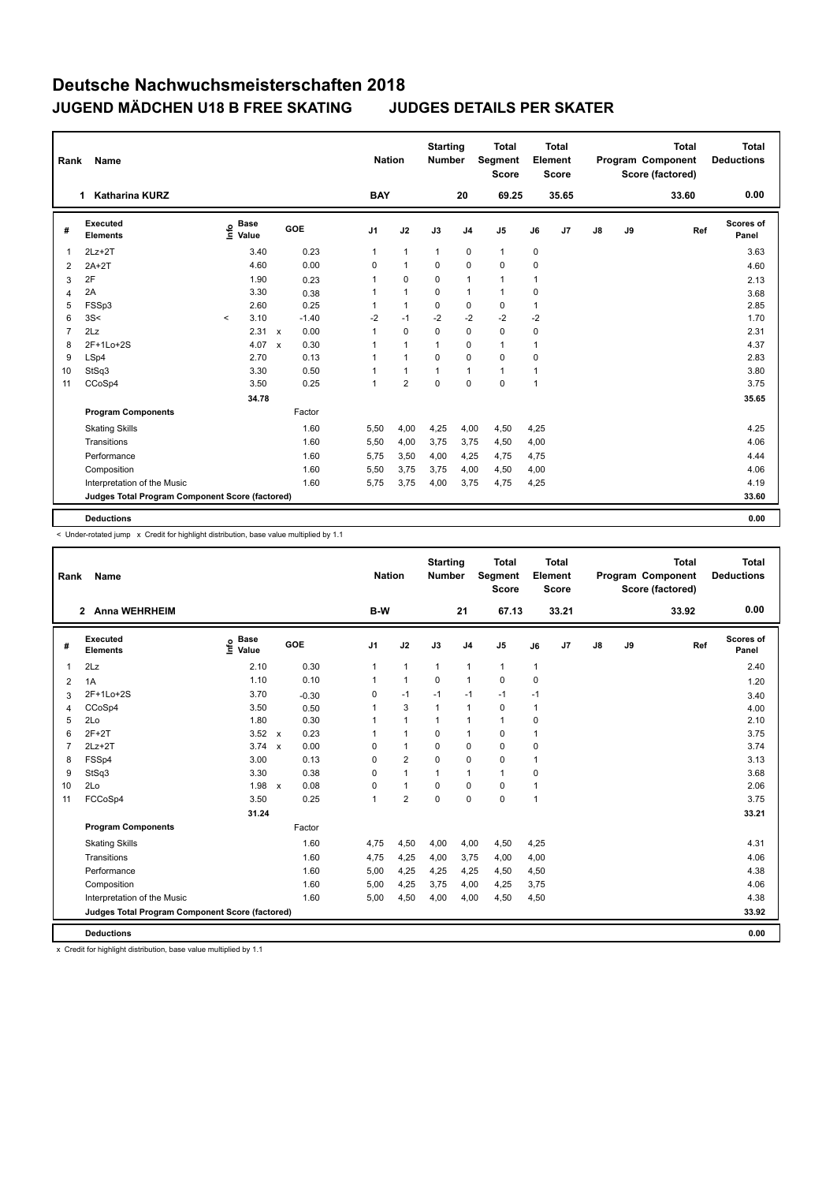# Deutsche Nachwuchsmeisterschaften 2018

## JUGEND MÄDCHEN U18 B FREE SKATING JUDGES DETAILS PER SKATER

| Rank | Name | Nation | Starting Number | Total Segment Score | Total Element Score | Total Program Component Score (factored) | Total Deductions |
|---|---|---|---|---|---|---|---|
| 1 | Katharina KURZ | BAY | 20 | 69.25 | 35.65 | 33.60 | 0.00 |

| # | Executed Elements | Info | Base Value | | GOE | J1 | J2 | J3 | J4 | J5 | J6 | J7 | J8 | J9 | Ref | Scores of Panel |
|---|---|---|---|---|---|---|---|---|---|---|---|---|---|---|---|---|
| 1 | 2Lz+2T | | 3.40 | | 0.23 | 1 | 1 | 1 | 0 | 1 | 0 | | | | | 3.63 |
| 2 | 2A+2T | | 4.60 | | 0.00 | 0 | 1 | 0 | 0 | 0 | 0 | | | | | 4.60 |
| 3 | 2F | | 1.90 | | 0.23 | 1 | 0 | 0 | 1 | 1 | 1 | | | | | 2.13 |
| 4 | 2A | | 3.30 | | 0.38 | 1 | 1 | 0 | 1 | 1 | 0 | | | | | 3.68 |
| 5 | FSSp3 | | 2.60 | | 0.25 | 1 | 1 | 0 | 0 | 0 | 1 | | | | | 2.85 |
| 6 | 3S< | < | 3.10 | | -1.40 | -2 | -1 | -2 | -2 | -2 | -2 | | | | | 1.70 |
| 7 | 2Lz | | 2.31 | x | 0.00 | 1 | 0 | 0 | 0 | 0 | 0 | | | | | 2.31 |
| 8 | 2F+1Lo+2S | | 4.07 | x | 0.30 | 1 | 1 | 1 | 0 | 1 | 1 | | | | | 4.37 |
| 9 | LSp4 | | 2.70 | | 0.13 | 1 | 1 | 0 | 0 | 0 | 0 | | | | | 2.83 |
| 10 | StSq3 | | 3.30 | | 0.50 | 1 | 1 | 1 | 1 | 1 | 1 | | | | | 3.80 |
| 11 | CCoSp4 | | 3.50 | | 0.25 | 1 | 2 | 0 | 0 | 0 | 1 | | | | | 3.75 |
| | | | 34.78 | | | | | | | | | | | | | 35.65 |
| | **Program Components** | | | | Factor | | | | | | | | | | | |
| | Skating Skills | | | | 1.60 | 5,50 | 4,00 | 4,25 | 4,00 | 4,50 | 4,25 | | | | | 4.25 |
| | Transitions | | | | 1.60 | 5,50 | 4,00 | 3,75 | 3,75 | 4,50 | 4,00 | | | | | 4.06 |
| | Performance | | | | 1.60 | 5,75 | 3,50 | 4,00 | 4,25 | 4,75 | 4,75 | | | | | 4.44 |
| | Composition | | | | 1.60 | 5,50 | 3,75 | 3,75 | 4,00 | 4,50 | 4,00 | | | | | 4.06 |
| | Interpretation of the Music | | | | 1.60 | 5,75 | 3,75 | 4,00 | 3,75 | 4,75 | 4,25 | | | | | 4.19 |
| | **Judges Total Program Component Score (factored)** | | | | | | | | | | | | | | | 33.60 |
| | **Deductions** | | | | | | | | | | | | | | | 0.00 |

< Under-rotated jump x Credit for highlight distribution, base value multiplied by 1.1

| Rank | Name | Nation | Starting Number | Total Segment Score | Total Element Score | Total Program Component Score (factored) | Total Deductions |
|---|---|---|---|---|---|---|---|
| 2 | Anna WEHRHEIM | B-W | 21 | 67.13 | 33.21 | 33.92 | 0.00 |

| # | Executed Elements | Info | Base Value | | GOE | J1 | J2 | J3 | J4 | J5 | J6 | J7 | J8 | J9 | Ref | Scores of Panel |
|---|---|---|---|---|---|---|---|---|---|---|---|---|---|---|---|---|
| 1 | 2Lz | | 2.10 | | 0.30 | 1 | 1 | 1 | 1 | 1 | 1 | | | | | 2.40 |
| 2 | 1A | | 1.10 | | 0.10 | 1 | 1 | 0 | 1 | 0 | 0 | | | | | 1.20 |
| 3 | 2F+1Lo+2S | | 3.70 | | -0.30 | 0 | -1 | -1 | -1 | -1 | -1 | | | | | 3.40 |
| 4 | CCoSp4 | | 3.50 | | 0.50 | 1 | 3 | 1 | 1 | 0 | 1 | | | | | 4.00 |
| 5 | 2Lo | | 1.80 | | 0.30 | 1 | 1 | 1 | 1 | 1 | 0 | | | | | 2.10 |
| 6 | 2F+2T | | 3.52 | x | 0.23 | 1 | 1 | 0 | 1 | 0 | 1 | | | | | 3.75 |
| 7 | 2Lz+2T | | 3.74 | x | 0.00 | 0 | 1 | 0 | 0 | 0 | 0 | | | | | 3.74 |
| 8 | FSSp4 | | 3.00 | | 0.13 | 0 | 2 | 0 | 0 | 0 | 1 | | | | | 3.13 |
| 9 | StSq3 | | 3.30 | | 0.38 | 0 | 1 | 1 | 1 | 1 | 0 | | | | | 3.68 |
| 10 | 2Lo | | 1.98 | x | 0.08 | 0 | 1 | 0 | 0 | 0 | 1 | | | | | 2.06 |
| 11 | FCCoSp4 | | 3.50 | | 0.25 | 1 | 2 | 0 | 0 | 0 | 1 | | | | | 3.75 |
| | | | 31.24 | | | | | | | | | | | | | 33.21 |
| | **Program Components** | | | | Factor | | | | | | | | | | | |
| | Skating Skills | | | | 1.60 | 4,75 | 4,50 | 4,00 | 4,00 | 4,50 | 4,25 | | | | | 4.31 |
| | Transitions | | | | 1.60 | 4,75 | 4,25 | 4,00 | 3,75 | 4,00 | 4,00 | | | | | 4.06 |
| | Performance | | | | 1.60 | 5,00 | 4,25 | 4,25 | 4,25 | 4,50 | 4,50 | | | | | 4.38 |
| | Composition | | | | 1.60 | 5,00 | 4,25 | 3,75 | 4,00 | 4,25 | 3,75 | | | | | 4.06 |
| | Interpretation of the Music | | | | 1.60 | 5,00 | 4,50 | 4,00 | 4,00 | 4,50 | 4,50 | | | | | 4.38 |
| | **Judges Total Program Component Score (factored)** | | | | | | | | | | | | | | | 33.92 |
| | **Deductions** | | | | | | | | | | | | | | | 0.00 |

x Credit for highlight distribution, base value multiplied by 1.1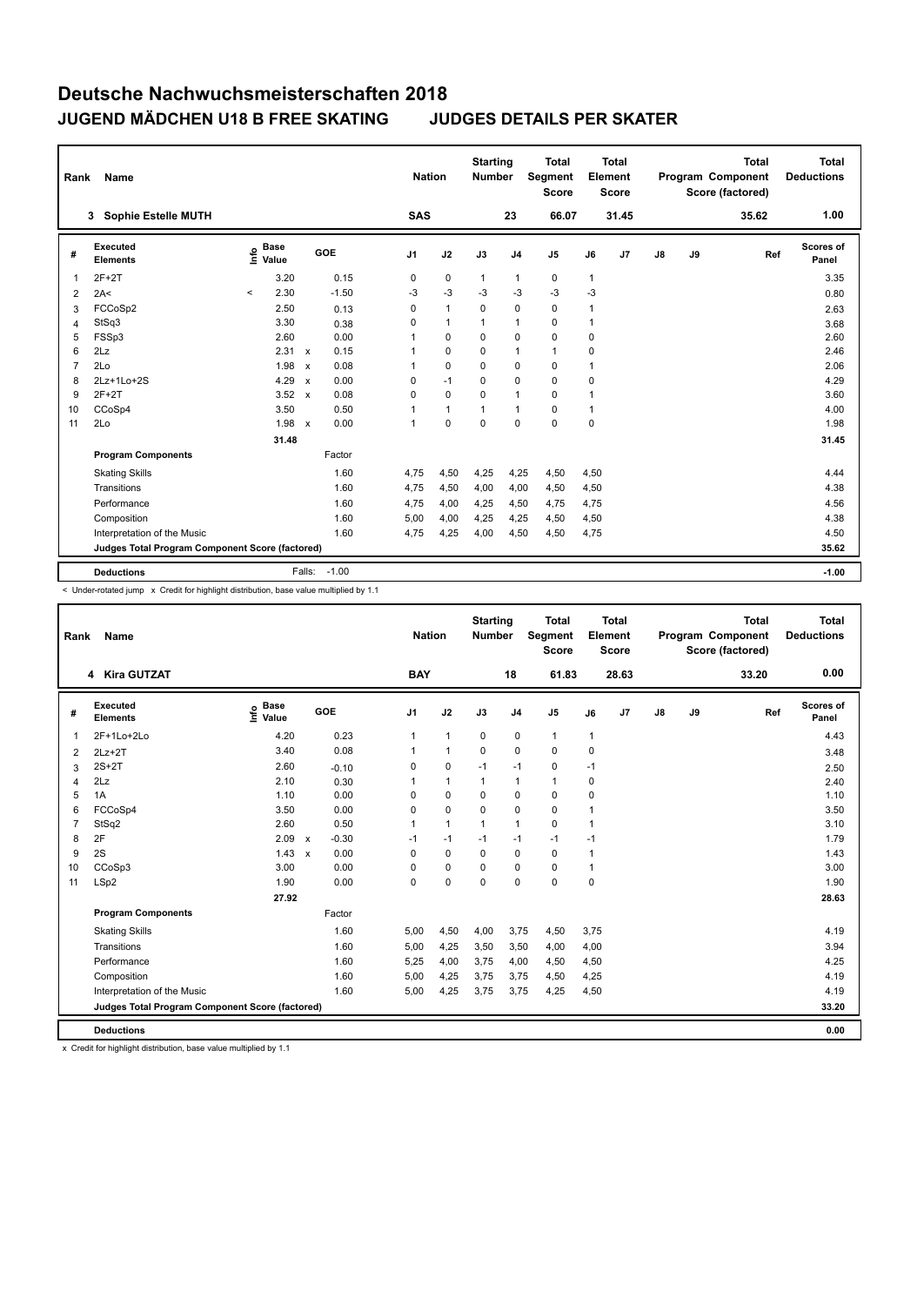# Deutsche Nachwuchsmeisterschaften 2018

## JUGEND MÄDCHEN U18 B FREE SKATING JUDGES DETAILS PER SKATER

| Rank | Name | Nation | Starting Number | Total Segment Score | Total Element Score | Total Program Component Score (factored) | Total Deductions |
|---|---|---|---|---|---|---|---|
| 3 | Sophie Estelle MUTH | SAS | 23 | 66.07 | 31.45 | 35.62 | 1.00 |

| # | Executed Elements | Info | Base Value | | GOE | J1 | J2 | J3 | J4 | J5 | J6 | J7 | J8 | J9 | Ref | Scores of Panel |
|---|---|---|---|---|---|---|---|---|---|---|---|---|---|---|---|---|
| 1 | 2F+2T | | 3.20 | | 0.15 | 0 | 0 | 1 | 1 | 0 | 1 | | | | | 3.35 |
| 2 | 2A< | < | 2.30 | | -1.50 | -3 | -3 | -3 | -3 | -3 | -3 | | | | | 0.80 |
| 3 | FCCoSp2 | | 2.50 | | 0.13 | 0 | 1 | 0 | 0 | 0 | 1 | | | | | 2.63 |
| 4 | StSq3 | | 3.30 | | 0.38 | 0 | 1 | 1 | 1 | 0 | 1 | | | | | 3.68 |
| 5 | FSSp3 | | 2.60 | | 0.00 | 1 | 0 | 0 | 0 | 0 | 0 | | | | | 2.60 |
| 6 | 2Lz | | 2.31 | x | 0.15 | 1 | 0 | 0 | 1 | 1 | 0 | | | | | 2.46 |
| 7 | 2Lo | | 1.98 | x | 0.08 | 1 | 0 | 0 | 0 | 0 | 1 | | | | | 2.06 |
| 8 | 2Lz+1Lo+2S | | 4.29 | x | 0.00 | 0 | -1 | 0 | 0 | 0 | 0 | | | | | 4.29 |
| 9 | 2F+2T | | 3.52 | x | 0.08 | 0 | 0 | 0 | 1 | 0 | 1 | | | | | 3.60 |
| 10 | CCoSp4 | | 3.50 | | 0.50 | 1 | 1 | 1 | 1 | 0 | 1 | | | | | 4.00 |
| 11 | 2Lo | | 1.98 | x | 0.00 | 1 | 0 | 0 | 0 | 0 | 0 | | | | | 1.98 |
| | | | 31.48 | | | | | | | | | | | | | 31.45 |
| | **Program Components** | | | | Factor | | | | | | | | | | | |
| | Skating Skills | | | | 1.60 | 4,75 | 4,50 | 4,25 | 4,25 | 4,50 | 4,50 | | | | | 4.44 |
| | Transitions | | | | 1.60 | 4,75 | 4,50 | 4,00 | 4,00 | 4,50 | 4,50 | | | | | 4.38 |
| | Performance | | | | 1.60 | 4,75 | 4,00 | 4,25 | 4,50 | 4,75 | 4,75 | | | | | 4.56 |
| | Composition | | | | 1.60 | 5,00 | 4,00 | 4,25 | 4,25 | 4,50 | 4,50 | | | | | 4.38 |
| | Interpretation of the Music | | | | 1.60 | 4,75 | 4,25 | 4,00 | 4,50 | 4,50 | 4,75 | | | | | 4.50 |
| | **Judges Total Program Component Score (factored)** | | | | | | | | | | | | | | | 35.62 |
| | **Deductions** | | Falls: | | -1.00 | | | | | | | | | | | -1.00 |

< Under-rotated jump x Credit for highlight distribution, base value multiplied by 1.1

| Rank | Name | Nation | Starting Number | Total Segment Score | Total Element Score | Total Program Component Score (factored) | Total Deductions |
|---|---|---|---|---|---|---|---|
| 4 | Kira GUTZAT | BAY | 18 | 61.83 | 28.63 | 33.20 | 0.00 |

| # | Executed Elements | Info | Base Value | | GOE | J1 | J2 | J3 | J4 | J5 | J6 | J7 | J8 | J9 | Ref | Scores of Panel |
|---|---|---|---|---|---|---|---|---|---|---|---|---|---|---|---|---|
| 1 | 2F+1Lo+2Lo | | 4.20 | | 0.23 | 1 | 1 | 0 | 0 | 1 | 1 | | | | | 4.43 |
| 2 | 2Lz+2T | | 3.40 | | 0.08 | 1 | 1 | 0 | 0 | 0 | 0 | | | | | 3.48 |
| 3 | 2S+2T | | 2.60 | | -0.10 | 0 | 0 | -1 | -1 | 0 | -1 | | | | | 2.50 |
| 4 | 2Lz | | 2.10 | | 0.30 | 1 | 1 | 1 | 1 | 1 | 0 | | | | | 2.40 |
| 5 | 1A | | 1.10 | | 0.00 | 0 | 0 | 0 | 0 | 0 | 0 | | | | | 1.10 |
| 6 | FCCoSp4 | | 3.50 | | 0.00 | 0 | 0 | 0 | 0 | 0 | 1 | | | | | 3.50 |
| 7 | StSq2 | | 2.60 | | 0.50 | 1 | 1 | 1 | 1 | 0 | 1 | | | | | 3.10 |
| 8 | 2F | | 2.09 | x | -0.30 | -1 | -1 | -1 | -1 | -1 | -1 | | | | | 1.79 |
| 9 | 2S | | 1.43 | x | 0.00 | 0 | 0 | 0 | 0 | 0 | 1 | | | | | 1.43 |
| 10 | CCoSp3 | | 3.00 | | 0.00 | 0 | 0 | 0 | 0 | 0 | 1 | | | | | 3.00 |
| 11 | LSp2 | | 1.90 | | 0.00 | 0 | 0 | 0 | 0 | 0 | 0 | | | | | 1.90 |
| | | | 27.92 | | | | | | | | | | | | | 28.63 |
| | **Program Components** | | | | Factor | | | | | | | | | | | |
| | Skating Skills | | | | 1.60 | 5,00 | 4,50 | 4,00 | 3,75 | 4,50 | 3,75 | | | | | 4.19 |
| | Transitions | | | | 1.60 | 5,00 | 4,25 | 3,50 | 3,50 | 4,00 | 4,00 | | | | | 3.94 |
| | Performance | | | | 1.60 | 5,25 | 4,00 | 3,75 | 4,00 | 4,50 | 4,50 | | | | | 4.25 |
| | Composition | | | | 1.60 | 5,00 | 4,25 | 3,75 | 3,75 | 4,50 | 4,25 | | | | | 4.19 |
| | Interpretation of the Music | | | | 1.60 | 5,00 | 4,25 | 3,75 | 3,75 | 4,25 | 4,50 | | | | | 4.19 |
| | **Judges Total Program Component Score (factored)** | | | | | | | | | | | | | | | 33.20 |
| | **Deductions** | | | | | | | | | | | | | | | 0.00 |

x Credit for highlight distribution, base value multiplied by 1.1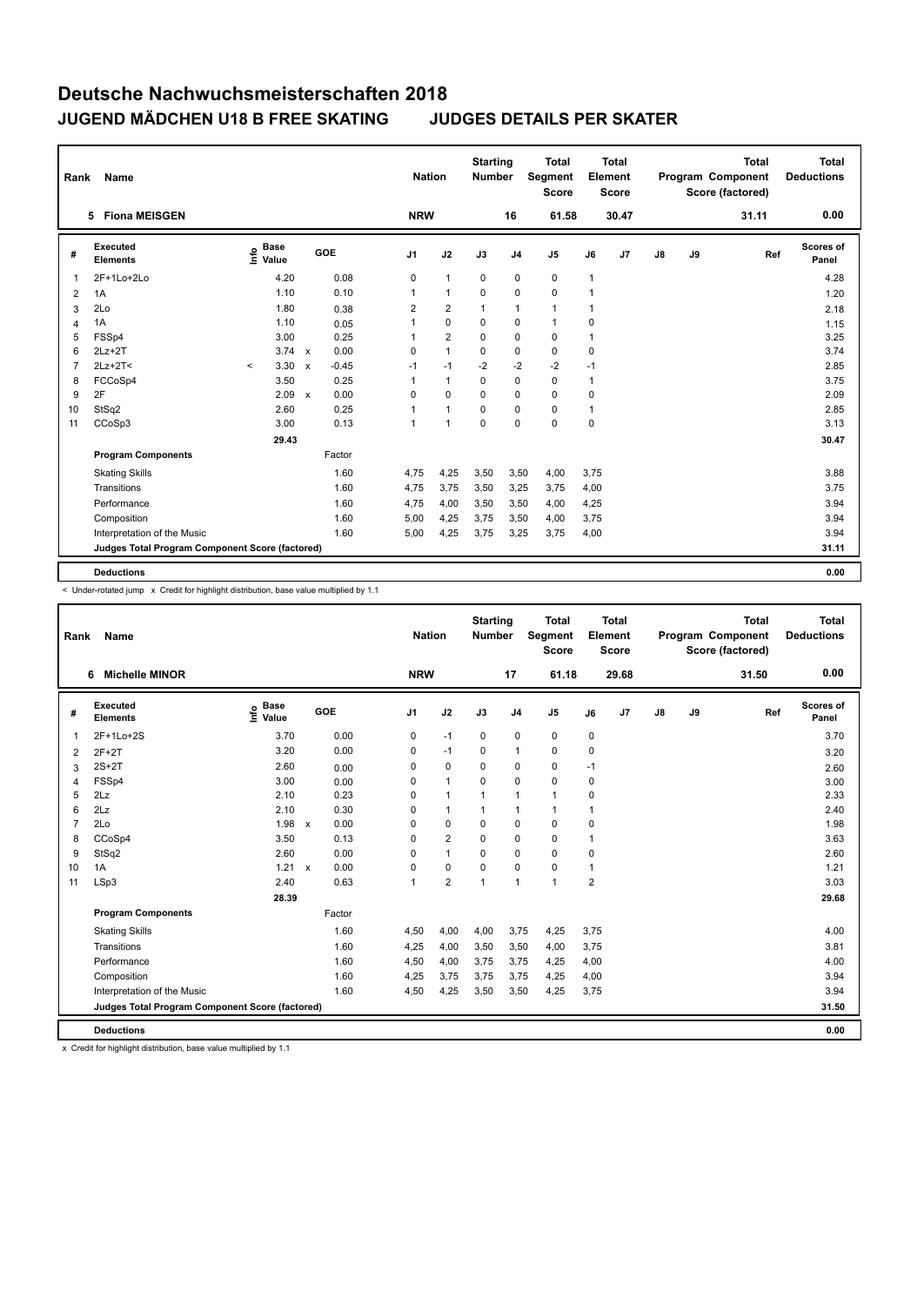# Deutsche Nachwuchsmeisterschaften 2018

## JUGEND MÄDCHEN U18 B FREE SKATING JUDGES DETAILS PER SKATER

| Rank | Name | Nation | Starting Number | Total Segment Score | Total Element Score | Total Program Component Score (factored) | Total Deductions |
|---|---|---|---|---|---|---|---|
| 5 | Fiona MEISGEN | NRW | 16 | 61.58 | 30.47 | 31.11 | 0.00 |

| # | Executed Elements | Info | Base Value | | GOE | J1 | J2 | J3 | J4 | J5 | J6 | J7 | J8 | J9 | Ref | Scores of Panel |
|---|---|---|---|---|---|---|---|---|---|---|---|---|---|---|---|---|
| 1 | 2F+1Lo+2Lo | | 4.20 | | 0.08 | 0 | 1 | 0 | 0 | 0 | 1 | | | | | 4.28 |
| 2 | 1A | | 1.10 | | 0.10 | 1 | 1 | 0 | 0 | 0 | 1 | | | | | 1.20 |
| 3 | 2Lo | | 1.80 | | 0.38 | 2 | 2 | 1 | 1 | 1 | 1 | | | | | 2.18 |
| 4 | 1A | | 1.10 | | 0.05 | 1 | 0 | 0 | 0 | 1 | 0 | | | | | 1.15 |
| 5 | FSSp4 | | 3.00 | | 0.25 | 1 | 2 | 0 | 0 | 0 | 1 | | | | | 3.25 |
| 6 | 2Lz+2T | | 3.74 | x | 0.00 | 0 | 1 | 0 | 0 | 0 | 0 | | | | | 3.74 |
| 7 | 2Lz+2T< | < | 3.30 | x | -0.45 | -1 | -1 | -2 | -2 | -2 | -1 | | | | | 2.85 |
| 8 | FCCoSp4 | | 3.50 | | 0.25 | 1 | 1 | 0 | 0 | 0 | 1 | | | | | 3.75 |
| 9 | 2F | | 2.09 | x | 0.00 | 0 | 0 | 0 | 0 | 0 | 0 | | | | | 2.09 |
| 10 | StSq2 | | 2.60 | | 0.25 | 1 | 1 | 0 | 0 | 0 | 1 | | | | | 2.85 |
| 11 | CCoSp3 | | 3.00 | | 0.13 | 1 | 1 | 0 | 0 | 0 | 0 | | | | | 3.13 |
| | | | 29.43 | | | | | | | | | | | | | 30.47 |
| | **Program Components** | | | | Factor | | | | | | | | | | | |
| | Skating Skills | | | | 1.60 | 4,75 | 4,25 | 3,50 | 3,50 | 4,00 | 3,75 | | | | | 3.88 |
| | Transitions | | | | 1.60 | 4,75 | 3,75 | 3,50 | 3,25 | 3,75 | 4,00 | | | | | 3.75 |
| | Performance | | | | 1.60 | 4,75 | 4,00 | 3,50 | 3,50 | 4,00 | 4,25 | | | | | 3.94 |
| | Composition | | | | 1.60 | 5,00 | 4,25 | 3,75 | 3,50 | 4,00 | 3,75 | | | | | 3.94 |
| | Interpretation of the Music | | | | 1.60 | 5,00 | 4,25 | 3,75 | 3,25 | 3,75 | 4,00 | | | | | 3.94 |
| | **Judges Total Program Component Score (factored)** | | | | | | | | | | | | | | | 31.11 |
| | **Deductions** | | | | | | | | | | | | | | | 0.00 |

< Under-rotated jump x Credit for highlight distribution, base value multiplied by 1.1

| Rank | Name | Nation | Starting Number | Total Segment Score | Total Element Score | Total Program Component Score (factored) | Total Deductions |
|---|---|---|---|---|---|---|---|
| 6 | Michelle MINOR | NRW | 17 | 61.18 | 29.68 | 31.50 | 0.00 |

| # | Executed Elements | Info | Base Value | | GOE | J1 | J2 | J3 | J4 | J5 | J6 | J7 | J8 | J9 | Ref | Scores of Panel |
|---|---|---|---|---|---|---|---|---|---|---|---|---|---|---|---|---|
| 1 | 2F+1Lo+2S | | 3.70 | | 0.00 | 0 | -1 | 0 | 0 | 0 | 0 | | | | | 3.70 |
| 2 | 2F+2T | | 3.20 | | 0.00 | 0 | -1 | 0 | 1 | 0 | 0 | | | | | 3.20 |
| 3 | 2S+2T | | 2.60 | | 0.00 | 0 | 0 | 0 | 0 | 0 | -1 | | | | | 2.60 |
| 4 | FSSp4 | | 3.00 | | 0.00 | 0 | 1 | 0 | 0 | 0 | 0 | | | | | 3.00 |
| 5 | 2Lz | | 2.10 | | 0.23 | 0 | 1 | 1 | 1 | 1 | 0 | | | | | 2.33 |
| 6 | 2Lz | | 2.10 | | 0.30 | 0 | 1 | 1 | 1 | 1 | 1 | | | | | 2.40 |
| 7 | 2Lo | | 1.98 | x | 0.00 | 0 | 0 | 0 | 0 | 0 | 0 | | | | | 1.98 |
| 8 | CCoSp4 | | 3.50 | | 0.13 | 0 | 2 | 0 | 0 | 0 | 1 | | | | | 3.63 |
| 9 | StSq2 | | 2.60 | | 0.00 | 0 | 1 | 0 | 0 | 0 | 0 | | | | | 2.60 |
| 10 | 1A | | 1.21 | x | 0.00 | 0 | 0 | 0 | 0 | 0 | 1 | | | | | 1.21 |
| 11 | LSp3 | | 2.40 | | 0.63 | 1 | 2 | 1 | 1 | 1 | 2 | | | | | 3.03 |
| | | | 28.39 | | | | | | | | | | | | | 29.68 |
| | **Program Components** | | | | Factor | | | | | | | | | | | |
| | Skating Skills | | | | 1.60 | 4,50 | 4,00 | 4,00 | 3,75 | 4,25 | 3,75 | | | | | 4.00 |
| | Transitions | | | | 1.60 | 4,25 | 4,00 | 3,50 | 3,50 | 4,00 | 3,75 | | | | | 3.81 |
| | Performance | | | | 1.60 | 4,50 | 4,00 | 3,75 | 3,75 | 4,25 | 4,00 | | | | | 4.00 |
| | Composition | | | | 1.60 | 4,25 | 3,75 | 3,75 | 3,75 | 4,25 | 4,00 | | | | | 3.94 |
| | Interpretation of the Music | | | | 1.60 | 4,50 | 4,25 | 3,50 | 3,50 | 4,25 | 3,75 | | | | | 3.94 |
| | **Judges Total Program Component Score (factored)** | | | | | | | | | | | | | | | 31.50 |
| | **Deductions** | | | | | | | | | | | | | | | 0.00 |

x Credit for highlight distribution, base value multiplied by 1.1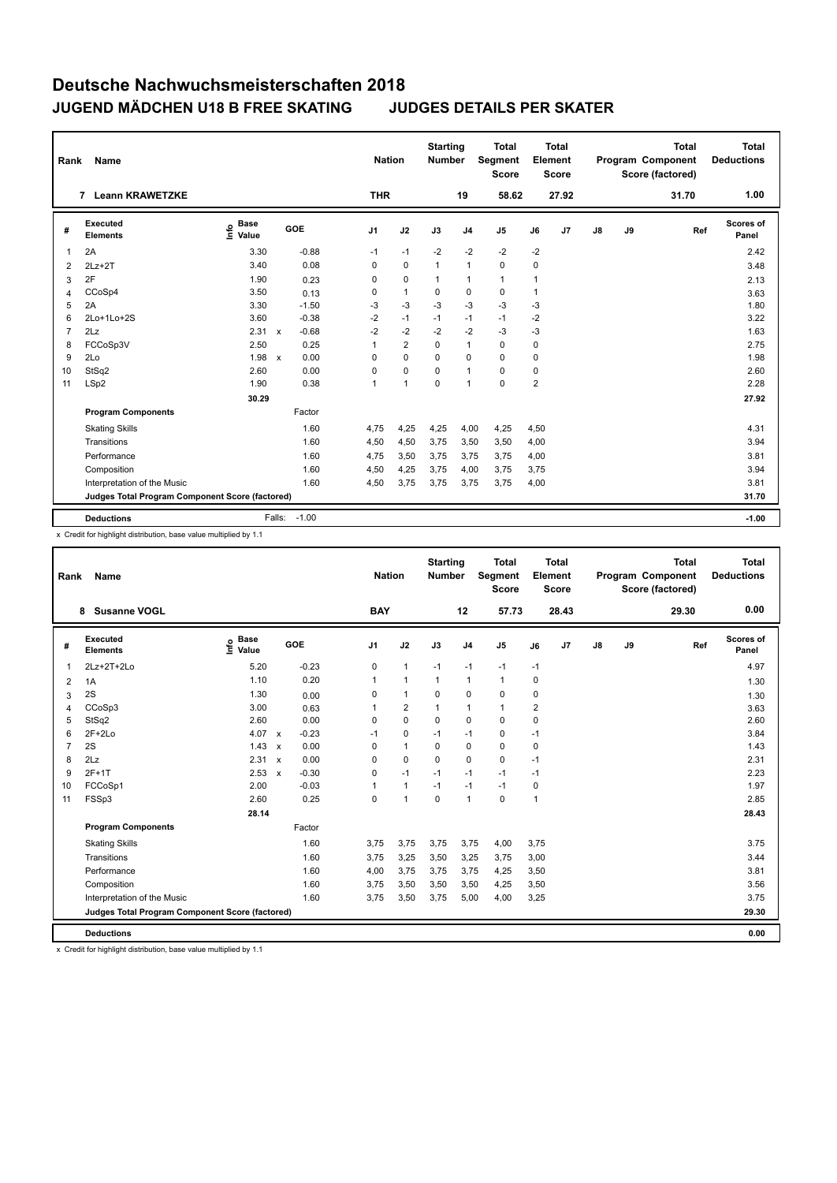# Deutsche Nachwuchsmeisterschaften 2018

## JUGEND MÄDCHEN U18 B FREE SKATING JUDGES DETAILS PER SKATER

| Rank | Name | Nation | Starting Number | Total Segment Score | Total Element Score | Total Program Component Score (factored) | Total Deductions |
|---|---|---|---|---|---|---|---|
| 7 | Leann KRAWETZKE | THR | 19 | 58.62 | 27.92 | 31.70 | 1.00 |

| # | Executed Elements | Info | Base Value | | GOE | J1 | J2 | J3 | J4 | J5 | J6 | J7 | J8 | J9 | Ref | Scores of Panel |
|---|---|---|---|---|---|---|---|---|---|---|---|---|---|---|---|---|
| 1 | 2A | | 3.30 | | -0.88 | -1 | -1 | -2 | -2 | -2 | -2 | | | | | 2.42 |
| 2 | 2Lz+2T | | 3.40 | | 0.08 | 0 | 0 | 1 | 1 | 0 | 0 | | | | | 3.48 |
| 3 | 2F | | 1.90 | | 0.23 | 0 | 0 | 1 | 1 | 1 | 1 | | | | | 2.13 |
| 4 | CCoSp4 | | 3.50 | | 0.13 | 0 | 1 | 0 | 0 | 0 | 1 | | | | | 3.63 |
| 5 | 2A | | 3.30 | | -1.50 | -3 | -3 | -3 | -3 | -3 | -3 | | | | | 1.80 |
| 6 | 2Lo+1Lo+2S | | 3.60 | | -0.38 | -2 | -1 | -1 | -1 | -1 | -2 | | | | | 3.22 |
| 7 | 2Lz | | 2.31 | x | -0.68 | -2 | -2 | -2 | -2 | -3 | -3 | | | | | 1.63 |
| 8 | FCCoSp3V | | 2.50 | | 0.25 | 1 | 2 | 0 | 1 | 0 | 0 | | | | | 2.75 |
| 9 | 2Lo | | 1.98 | x | 0.00 | 0 | 0 | 0 | 0 | 0 | 0 | | | | | 1.98 |
| 10 | StSq2 | | 2.60 | | 0.00 | 0 | 0 | 0 | 1 | 0 | 0 | | | | | 2.60 |
| 11 | LSp2 | | 1.90 | | 0.38 | 1 | 1 | 0 | 1 | 0 | 2 | | | | | 2.28 |
| | | | 30.29 | | | | | | | | | | | | | 27.92 |
| | **Program Components** | | | | Factor | | | | | | | | | | | |
| | Skating Skills | | | | 1.60 | 4,75 | 4,25 | 4,25 | 4,00 | 4,25 | 4,50 | | | | | 4.31 |
| | Transitions | | | | 1.60 | 4,50 | 4,50 | 3,75 | 3,50 | 3,50 | 4,00 | | | | | 3.94 |
| | Performance | | | | 1.60 | 4,75 | 3,50 | 3,75 | 3,75 | 3,75 | 4,00 | | | | | 3.81 |
| | Composition | | | | 1.60 | 4,50 | 4,25 | 3,75 | 4,00 | 3,75 | 3,75 | | | | | 3.94 |
| | Interpretation of the Music | | | | 1.60 | 4,50 | 3,75 | 3,75 | 3,75 | 3,75 | 4,00 | | | | | 3.81 |
| | **Judges Total Program Component Score (factored)** | | | | | | | | | | | | | | | 31.70 |
| | **Deductions** | | Falls: | | -1.00 | | | | | | | | | | | -1.00 |

x Credit for highlight distribution, base value multiplied by 1.1

| Rank | Name | Nation | Starting Number | Total Segment Score | Total Element Score | Total Program Component Score (factored) | Total Deductions |
|---|---|---|---|---|---|---|---|
| 8 | Susanne VOGL | BAY | 12 | 57.73 | 28.43 | 29.30 | 0.00 |

| # | Executed Elements | Info | Base Value | | GOE | J1 | J2 | J3 | J4 | J5 | J6 | J7 | J8 | J9 | Ref | Scores of Panel |
|---|---|---|---|---|---|---|---|---|---|---|---|---|---|---|---|---|
| 1 | 2Lz+2T+2Lo | | 5.20 | | -0.23 | 0 | 1 | -1 | -1 | -1 | -1 | | | | | 4.97 |
| 2 | 1A | | 1.10 | | 0.20 | 1 | 1 | 1 | 1 | 1 | 0 | | | | | 1.30 |
| 3 | 2S | | 1.30 | | 0.00 | 0 | 1 | 0 | 0 | 0 | 0 | | | | | 1.30 |
| 4 | CCoSp3 | | 3.00 | | 0.63 | 1 | 2 | 1 | 1 | 1 | 2 | | | | | 3.63 |
| 5 | StSq2 | | 2.60 | | 0.00 | 0 | 0 | 0 | 0 | 0 | 0 | | | | | 2.60 |
| 6 | 2F+2Lo | | 4.07 | x | -0.23 | -1 | 0 | -1 | -1 | 0 | -1 | | | | | 3.84 |
| 7 | 2S | | 1.43 | x | 0.00 | 0 | 1 | 0 | 0 | 0 | 0 | | | | | 1.43 |
| 8 | 2Lz | | 2.31 | x | 0.00 | 0 | 0 | 0 | 0 | 0 | -1 | | | | | 2.31 |
| 9 | 2F+1T | | 2.53 | x | -0.30 | 0 | -1 | -1 | -1 | -1 | -1 | | | | | 2.23 |
| 10 | FCCoSp1 | | 2.00 | | -0.03 | 1 | 1 | -1 | -1 | -1 | 0 | | | | | 1.97 |
| 11 | FSSp3 | | 2.60 | | 0.25 | 0 | 1 | 0 | 1 | 0 | 1 | | | | | 2.85 |
| | | | 28.14 | | | | | | | | | | | | | 28.43 |
| | **Program Components** | | | | Factor | | | | | | | | | | | |
| | Skating Skills | | | | 1.60 | 3,75 | 3,75 | 3,75 | 3,75 | 4,00 | 3,75 | | | | | 3.75 |
| | Transitions | | | | 1.60 | 3,75 | 3,25 | 3,50 | 3,25 | 3,75 | 3,00 | | | | | 3.44 |
| | Performance | | | | 1.60 | 4,00 | 3,75 | 3,75 | 3,75 | 4,25 | 3,50 | | | | | 3.81 |
| | Composition | | | | 1.60 | 3,75 | 3,50 | 3,50 | 3,50 | 4,25 | 3,50 | | | | | 3.56 |
| | Interpretation of the Music | | | | 1.60 | 3,75 | 3,50 | 3,75 | 5,00 | 4,00 | 3,25 | | | | | 3.75 |
| | **Judges Total Program Component Score (factored)** | | | | | | | | | | | | | | | 29.30 |
| | **Deductions** | | | | | | | | | | | | | | | 0.00 |

x Credit for highlight distribution, base value multiplied by 1.1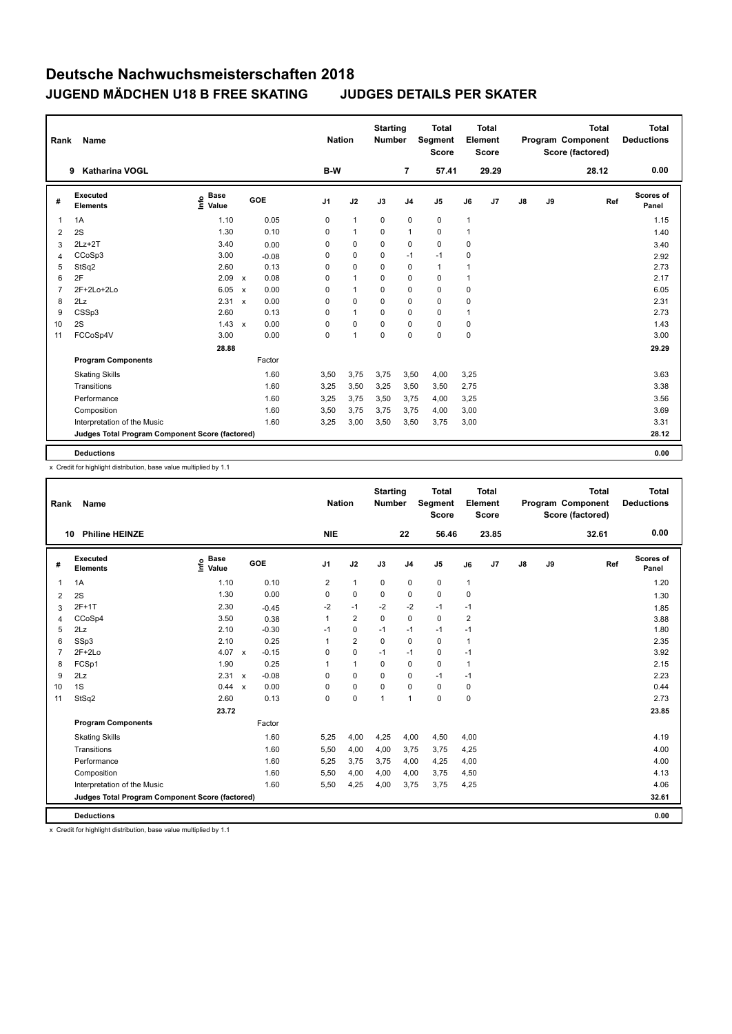# Deutsche Nachwuchsmeisterschaften 2018

## JUGEND MÄDCHEN U18 B FREE SKATING JUDGES DETAILS PER SKATER

| Rank | Name | Nation | Starting Number | Total Segment Score | Total Element Score | Total Program Component Score (factored) | Total Deductions |
|---|---|---|---|---|---|---|---|
| 9 | Katharina VOGL | B-W | 7 | 57.41 | 29.29 | 28.12 | 0.00 |

| # | Executed Elements | Info | Base Value | | GOE | J1 | J2 | J3 | J4 | J5 | J6 | J7 | J8 | J9 | Ref | Scores of Panel |
|---|---|---|---|---|---|---|---|---|---|---|---|---|---|---|---|---|
| 1 | 1A | | 1.10 | | 0.05 | 0 | 1 | 0 | 0 | 0 | 1 | | | | | 1.15 |
| 2 | 2S | | 1.30 | | 0.10 | 0 | 1 | 0 | 1 | 0 | 1 | | | | | 1.40 |
| 3 | 2Lz+2T | | 3.40 | | 0.00 | 0 | 0 | 0 | 0 | 0 | 0 | | | | | 3.40 |
| 4 | CCoSp3 | | 3.00 | | -0.08 | 0 | 0 | 0 | -1 | -1 | 0 | | | | | 2.92 |
| 5 | StSq2 | | 2.60 | | 0.13 | 0 | 0 | 0 | 0 | 1 | 1 | | | | | 2.73 |
| 6 | 2F | | 2.09 | x | 0.08 | 0 | 1 | 0 | 0 | 0 | 1 | | | | | 2.17 |
| 7 | 2F+2Lo+2Lo | | 6.05 | x | 0.00 | 0 | 1 | 0 | 0 | 0 | 0 | | | | | 6.05 |
| 8 | 2Lz | | 2.31 | x | 0.00 | 0 | 0 | 0 | 0 | 0 | 0 | | | | | 2.31 |
| 9 | CSSp3 | | 2.60 | | 0.13 | 0 | 1 | 0 | 0 | 0 | 1 | | | | | 2.73 |
| 10 | 2S | | 1.43 | x | 0.00 | 0 | 0 | 0 | 0 | 0 | 0 | | | | | 1.43 |
| 11 | FCCoSp4V | | 3.00 | | 0.00 | 0 | 1 | 0 | 0 | 0 | 0 | | | | | 3.00 |
| | | | 28.88 | | | | | | | | | | | | | 29.29 |
| | **Program Components** | | | | Factor | | | | | | | | | | | |
| | Skating Skills | | | | 1.60 | 3,50 | 3,75 | 3,75 | 3,50 | 4,00 | 3,25 | | | | | 3.63 |
| | Transitions | | | | 1.60 | 3,25 | 3,50 | 3,25 | 3,50 | 3,50 | 2,75 | | | | | 3.38 |
| | Performance | | | | 1.60 | 3,25 | 3,75 | 3,50 | 3,75 | 4,00 | 3,25 | | | | | 3.56 |
| | Composition | | | | 1.60 | 3,50 | 3,75 | 3,75 | 3,75 | 4,00 | 3,00 | | | | | 3.69 |
| | Interpretation of the Music | | | | 1.60 | 3,25 | 3,00 | 3,50 | 3,50 | 3,75 | 3,00 | | | | | 3.31 |
| | **Judges Total Program Component Score (factored)** | | | | | | | | | | | | | | | 28.12 |
| | **Deductions** | | | | | | | | | | | | | | | 0.00 |

x Credit for highlight distribution, base value multiplied by 1.1

| Rank | Name | Nation | Starting Number | Total Segment Score | Total Element Score | Total Program Component Score (factored) | Total Deductions |
|---|---|---|---|---|---|---|---|
| 10 | Philine HEINZE | NIE | 22 | 56.46 | 23.85 | 32.61 | 0.00 |

| # | Executed Elements | Info | Base Value | | GOE | J1 | J2 | J3 | J4 | J5 | J6 | J7 | J8 | J9 | Ref | Scores of Panel |
|---|---|---|---|---|---|---|---|---|---|---|---|---|---|---|---|---|
| 1 | 1A | | 1.10 | | 0.10 | 2 | 1 | 0 | 0 | 0 | 1 | | | | | 1.20 |
| 2 | 2S | | 1.30 | | 0.00 | 0 | 0 | 0 | 0 | 0 | 0 | | | | | 1.30 |
| 3 | 2F+1T | | 2.30 | | -0.45 | -2 | -1 | -2 | -2 | -1 | -1 | | | | | 1.85 |
| 4 | CCoSp4 | | 3.50 | | 0.38 | 1 | 2 | 0 | 0 | 0 | 2 | | | | | 3.88 |
| 5 | 2Lz | | 2.10 | | -0.30 | -1 | 0 | -1 | -1 | -1 | -1 | | | | | 1.80 |
| 6 | SSp3 | | 2.10 | | 0.25 | 1 | 2 | 0 | 0 | 0 | 1 | | | | | 2.35 |
| 7 | 2F+2Lo | | 4.07 | x | -0.15 | 0 | 0 | -1 | -1 | 0 | -1 | | | | | 3.92 |
| 8 | FCSp1 | | 1.90 | | 0.25 | 1 | 1 | 0 | 0 | 0 | 1 | | | | | 2.15 |
| 9 | 2Lz | | 2.31 | x | -0.08 | 0 | 0 | 0 | 0 | -1 | -1 | | | | | 2.23 |
| 10 | 1S | | 0.44 | x | 0.00 | 0 | 0 | 0 | 0 | 0 | 0 | | | | | 0.44 |
| 11 | StSq2 | | 2.60 | | 0.13 | 0 | 0 | 1 | 1 | 0 | 0 | | | | | 2.73 |
| | | | 23.72 | | | | | | | | | | | | | 23.85 |
| | **Program Components** | | | | Factor | | | | | | | | | | | |
| | Skating Skills | | | | 1.60 | 5,25 | 4,00 | 4,25 | 4,00 | 4,50 | 4,00 | | | | | 4.19 |
| | Transitions | | | | 1.60 | 5,50 | 4,00 | 4,00 | 3,75 | 3,75 | 4,25 | | | | | 4.00 |
| | Performance | | | | 1.60 | 5,25 | 3,75 | 3,75 | 4,00 | 4,25 | 4,00 | | | | | 4.00 |
| | Composition | | | | 1.60 | 5,50 | 4,00 | 4,00 | 4,00 | 3,75 | 4,50 | | | | | 4.13 |
| | Interpretation of the Music | | | | 1.60 | 5,50 | 4,25 | 4,00 | 3,75 | 3,75 | 4,25 | | | | | 4.06 |
| | **Judges Total Program Component Score (factored)** | | | | | | | | | | | | | | | 32.61 |
| | **Deductions** | | | | | | | | | | | | | | | 0.00 |

x Credit for highlight distribution, base value multiplied by 1.1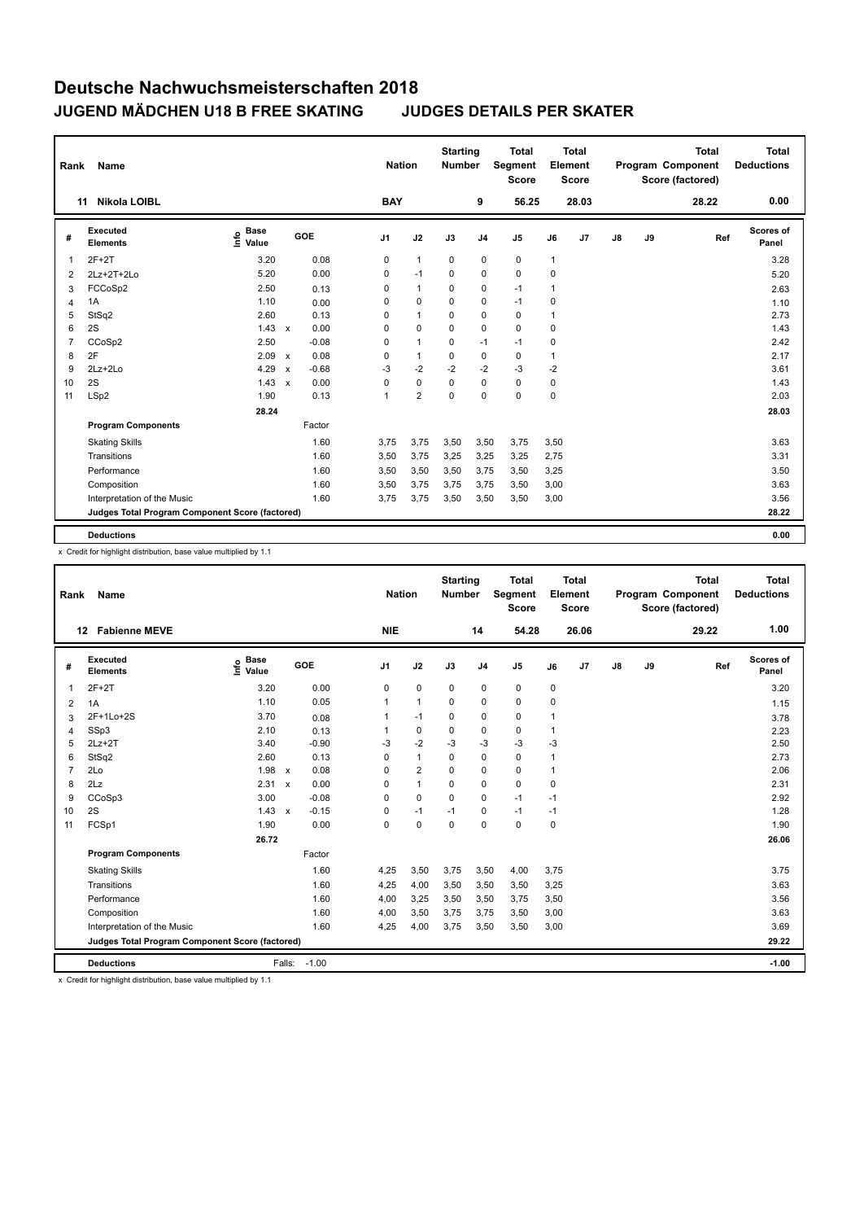# Deutsche Nachwuchsmeisterschaften 2018

## JUGEND MÄDCHEN U18 B FREE SKATING JUDGES DETAILS PER SKATER

| Rank | Name | Nation | Starting Number | Total Segment Score | Total Element Score | Total Program Component Score (factored) | Total Deductions |
|---|---|---|---|---|---|---|---|
| 11 | Nikola LOIBL | BAY | 9 | 56.25 | 28.03 | 28.22 | 0.00 |

| # | Executed Elements | Info | Base Value | | GOE | J1 | J2 | J3 | J4 | J5 | J6 | J7 | J8 | J9 | Ref | Scores of Panel |
|---|---|---|---|---|---|---|---|---|---|---|---|---|---|---|---|---|
| 1 | 2F+2T | | 3.20 | | 0.08 | 0 | 1 | 0 | 0 | 0 | 1 | | | | | 3.28 |
| 2 | 2Lz+2T+2Lo | | 5.20 | | 0.00 | 0 | -1 | 0 | 0 | 0 | 0 | | | | | 5.20 |
| 3 | FCCoSp2 | | 2.50 | | 0.13 | 0 | 1 | 0 | 0 | -1 | 1 | | | | | 2.63 |
| 4 | 1A | | 1.10 | | 0.00 | 0 | 0 | 0 | 0 | -1 | 0 | | | | | 1.10 |
| 5 | StSq2 | | 2.60 | | 0.13 | 0 | 1 | 0 | 0 | 0 | 1 | | | | | 2.73 |
| 6 | 2S | | 1.43 | x | 0.00 | 0 | 0 | 0 | 0 | 0 | 0 | | | | | 1.43 |
| 7 | CCoSp2 | | 2.50 | | -0.08 | 0 | 1 | 0 | -1 | -1 | 0 | | | | | 2.42 |
| 8 | 2F | | 2.09 | x | 0.08 | 0 | 1 | 0 | 0 | 0 | 1 | | | | | 2.17 |
| 9 | 2Lz+2Lo | | 4.29 | x | -0.68 | -3 | -2 | -2 | -2 | -3 | -2 | | | | | 3.61 |
| 10 | 2S | | 1.43 | x | 0.00 | 0 | 0 | 0 | 0 | 0 | 0 | | | | | 1.43 |
| 11 | LSp2 | | 1.90 | | 0.13 | 1 | 2 | 0 | 0 | 0 | 0 | | | | | 2.03 |
| | | | 28.24 | | | | | | | | | | | | | 28.03 |
| | **Program Components** | | | | Factor | | | | | | | | | | | |
| | Skating Skills | | | | 1.60 | 3,75 | 3,75 | 3,50 | 3,50 | 3,75 | 3,50 | | | | | 3.63 |
| | Transitions | | | | 1.60 | 3,50 | 3,75 | 3,25 | 3,25 | 3,25 | 2,75 | | | | | 3.31 |
| | Performance | | | | 1.60 | 3,50 | 3,50 | 3,50 | 3,75 | 3,50 | 3,25 | | | | | 3.50 |
| | Composition | | | | 1.60 | 3,50 | 3,75 | 3,75 | 3,75 | 3,50 | 3,00 | | | | | 3.63 |
| | Interpretation of the Music | | | | 1.60 | 3,75 | 3,75 | 3,50 | 3,50 | 3,50 | 3,00 | | | | | 3.56 |
| | **Judges Total Program Component Score (factored)** | | | | | | | | | | | | | | | 28.22 |
| | **Deductions** | | | | | | | | | | | | | | | 0.00 |

x Credit for highlight distribution, base value multiplied by 1.1

| Rank | Name | Nation | Starting Number | Total Segment Score | Total Element Score | Total Program Component Score (factored) | Total Deductions |
|---|---|---|---|---|---|---|---|
| 12 | Fabienne MEVE | NIE | 14 | 54.28 | 26.06 | 29.22 | 1.00 |

| # | Executed Elements | Info | Base Value | | GOE | J1 | J2 | J3 | J4 | J5 | J6 | J7 | J8 | J9 | Ref | Scores of Panel |
|---|---|---|---|---|---|---|---|---|---|---|---|---|---|---|---|---|
| 1 | 2F+2T | | 3.20 | | 0.00 | 0 | 0 | 0 | 0 | 0 | 0 | | | | | 3.20 |
| 2 | 1A | | 1.10 | | 0.05 | 1 | 1 | 0 | 0 | 0 | 0 | | | | | 1.15 |
| 3 | 2F+1Lo+2S | | 3.70 | | 0.08 | 1 | -1 | 0 | 0 | 0 | 1 | | | | | 3.78 |
| 4 | SSp3 | | 2.10 | | 0.13 | 1 | 0 | 0 | 0 | 0 | 1 | | | | | 2.23 |
| 5 | 2Lz+2T | | 3.40 | | -0.90 | -3 | -2 | -3 | -3 | -3 | -3 | | | | | 2.50 |
| 6 | StSq2 | | 2.60 | | 0.13 | 0 | 1 | 0 | 0 | 0 | 1 | | | | | 2.73 |
| 7 | 2Lo | | 1.98 | x | 0.08 | 0 | 2 | 0 | 0 | 0 | 1 | | | | | 2.06 |
| 8 | 2Lz | | 2.31 | x | 0.00 | 0 | 1 | 0 | 0 | 0 | 0 | | | | | 2.31 |
| 9 | CCoSp3 | | 3.00 | | -0.08 | 0 | 0 | 0 | 0 | -1 | -1 | | | | | 2.92 |
| 10 | 2S | | 1.43 | x | -0.15 | 0 | -1 | -1 | 0 | -1 | -1 | | | | | 1.28 |
| 11 | FCSp1 | | 1.90 | | 0.00 | 0 | 0 | 0 | 0 | 0 | 0 | | | | | 1.90 |
| | | | 26.72 | | | | | | | | | | | | | 26.06 |
| | **Program Components** | | | | Factor | | | | | | | | | | | |
| | Skating Skills | | | | 1.60 | 4,25 | 3,50 | 3,75 | 3,50 | 4,00 | 3,75 | | | | | 3.75 |
| | Transitions | | | | 1.60 | 4,25 | 4,00 | 3,50 | 3,50 | 3,50 | 3,25 | | | | | 3.63 |
| | Performance | | | | 1.60 | 4,00 | 3,25 | 3,50 | 3,50 | 3,75 | 3,50 | | | | | 3.56 |
| | Composition | | | | 1.60 | 4,00 | 3,50 | 3,75 | 3,75 | 3,50 | 3,00 | | | | | 3.63 |
| | Interpretation of the Music | | | | 1.60 | 4,25 | 4,00 | 3,75 | 3,50 | 3,50 | 3,00 | | | | | 3.69 |
| | **Judges Total Program Component Score (factored)** | | | | | | | | | | | | | | | 29.22 |
| | **Deductions** | | | Falls: | -1.00 | | | | | | | | | | | -1.00 |

x Credit for highlight distribution, base value multiplied by 1.1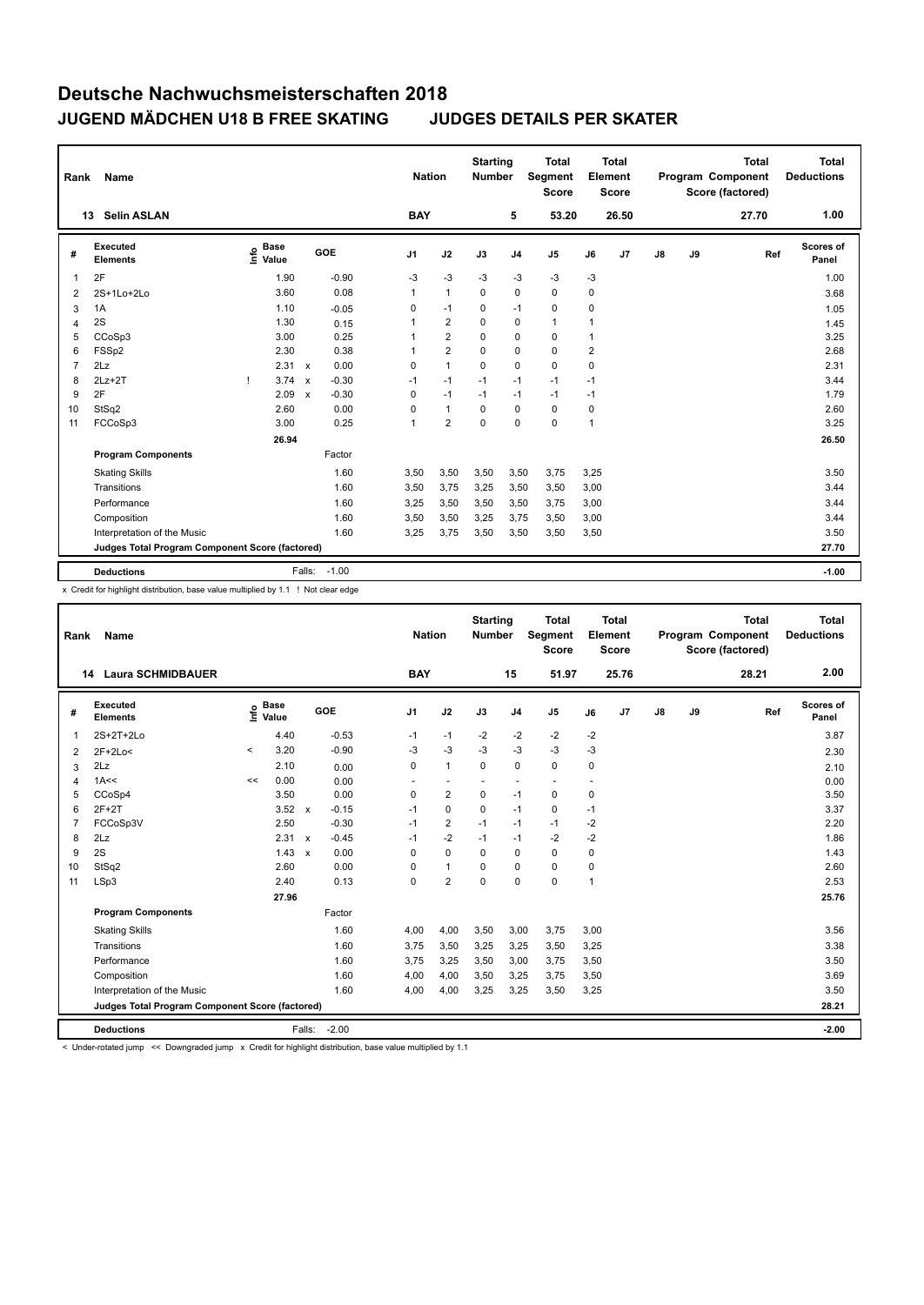# Deutsche Nachwuchsmeisterschaften 2018

## JUGEND MÄDCHEN U18 B FREE SKATING — JUDGES DETAILS PER SKATER

| Rank | Name | Nation | Starting Number | Total Segment Score | Total Element Score | Total Program Component Score (factored) | Total Deductions |
|---|---|---|---|---|---|---|---|
| 13 | Selin ASLAN | BAY | 5 | 53.20 | 26.50 | 27.70 | 1.00 |

| # | Executed Elements | Info | Base Value | | GOE | J1 | J2 | J3 | J4 | J5 | J6 | J7 | J8 | J9 | Ref | Scores of Panel |
|---|---|---|---|---|---|---|---|---|---|---|---|---|---|---|---|---|
| 1 | 2F | | 1.90 | | -0.90 | -3 | -3 | -3 | -3 | -3 | -3 | | | | | 1.00 |
| 2 | 2S+1Lo+2Lo | | 3.60 | | 0.08 | 1 | 1 | 0 | 0 | 0 | 0 | | | | | 3.68 |
| 3 | 1A | | 1.10 | | -0.05 | 0 | -1 | 0 | -1 | 0 | 0 | | | | | 1.05 |
| 4 | 2S | | 1.30 | | 0.15 | 1 | 2 | 0 | 0 | 1 | 1 | | | | | 1.45 |
| 5 | CCoSp3 | | 3.00 | | 0.25 | 1 | 2 | 0 | 0 | 0 | 1 | | | | | 3.25 |
| 6 | FSSp2 | | 2.30 | | 0.38 | 1 | 2 | 0 | 0 | 0 | 2 | | | | | 2.68 |
| 7 | 2Lz | | 2.31 | x | 0.00 | 0 | 1 | 0 | 0 | 0 | 0 | | | | | 2.31 |
| 8 | 2Lz+2T | ! | 3.74 | x | -0.30 | -1 | -1 | -1 | -1 | -1 | -1 | | | | | 3.44 |
| 9 | 2F | | 2.09 | x | -0.30 | 0 | -1 | -1 | -1 | -1 | -1 | | | | | 1.79 |
| 10 | StSq2 | | 2.60 | | 0.00 | 0 | 1 | 0 | 0 | 0 | 0 | | | | | 2.60 |
| 11 | FCCoSp3 | | 3.00 | | 0.25 | 1 | 2 | 0 | 0 | 0 | 1 | | | | | 3.25 |
| | | | 26.94 | | | | | | | | | | | | | 26.50 |
| | **Program Components** | | | | Factor | | | | | | | | | | | |
| | Skating Skills | | | | 1.60 | 3,50 | 3,50 | 3,50 | 3,50 | 3,75 | 3,25 | | | | | 3.50 |
| | Transitions | | | | 1.60 | 3,50 | 3,75 | 3,25 | 3,50 | 3,50 | 3,00 | | | | | 3.44 |
| | Performance | | | | 1.60 | 3,25 | 3,50 | 3,50 | 3,50 | 3,75 | 3,00 | | | | | 3.44 |
| | Composition | | | | 1.60 | 3,50 | 3,50 | 3,25 | 3,75 | 3,50 | 3,00 | | | | | 3.44 |
| | Interpretation of the Music | | | | 1.60 | 3,25 | 3,75 | 3,50 | 3,50 | 3,50 | 3,50 | | | | | 3.50 |
| | **Judges Total Program Component Score (factored)** | | | | | | | | | | | | | | | 27.70 |
| | **Deductions** | | | Falls: | -1.00 | | | | | | | | | | | -1.00 |

x Credit for highlight distribution, base value multiplied by 1.1 ! Not clear edge

| Rank | Name | Nation | Starting Number | Total Segment Score | Total Element Score | Total Program Component Score (factored) | Total Deductions |
|---|---|---|---|---|---|---|---|
| 14 | Laura SCHMIDBAUER | BAY | 15 | 51.97 | 25.76 | 28.21 | 2.00 |

| # | Executed Elements | Info | Base Value | | GOE | J1 | J2 | J3 | J4 | J5 | J6 | J7 | J8 | J9 | Ref | Scores of Panel |
|---|---|---|---|---|---|---|---|---|---|---|---|---|---|---|---|---|
| 1 | 2S+2T+2Lo | | 4.40 | | -0.53 | -1 | -1 | -2 | -2 | -2 | -2 | | | | | 3.87 |
| 2 | 2F+2Lo< | < | 3.20 | | -0.90 | -3 | -3 | -3 | -3 | -3 | -3 | | | | | 2.30 |
| 3 | 2Lz | | 2.10 | | 0.00 | 0 | 1 | 0 | 0 | 0 | 0 | | | | | 2.10 |
| 4 | 1A<< | << | 0.00 | | 0.00 | - | - | - | - | - | - | | | | | 0.00 |
| 5 | CCoSp4 | | 3.50 | | 0.00 | 0 | 2 | 0 | -1 | 0 | 0 | | | | | 3.50 |
| 6 | 2F+2T | | 3.52 | x | -0.15 | -1 | 0 | 0 | -1 | 0 | -1 | | | | | 3.37 |
| 7 | FCCoSp3V | | 2.50 | | -0.30 | -1 | 2 | -1 | -1 | -1 | -2 | | | | | 2.20 |
| 8 | 2Lz | | 2.31 | x | -0.45 | -1 | -2 | -1 | -1 | -2 | -2 | | | | | 1.86 |
| 9 | 2S | | 1.43 | x | 0.00 | 0 | 0 | 0 | 0 | 0 | 0 | | | | | 1.43 |
| 10 | StSq2 | | 2.60 | | 0.00 | 0 | 1 | 0 | 0 | 0 | 0 | | | | | 2.60 |
| 11 | LSp3 | | 2.40 | | 0.13 | 0 | 2 | 0 | 0 | 0 | 1 | | | | | 2.53 |
| | | | 27.96 | | | | | | | | | | | | | 25.76 |
| | **Program Components** | | | | Factor | | | | | | | | | | | |
| | Skating Skills | | | | 1.60 | 4,00 | 4,00 | 3,50 | 3,00 | 3,75 | 3,00 | | | | | 3.56 |
| | Transitions | | | | 1.60 | 3,75 | 3,50 | 3,25 | 3,25 | 3,50 | 3,25 | | | | | 3.38 |
| | Performance | | | | 1.60 | 3,75 | 3,25 | 3,50 | 3,00 | 3,75 | 3,50 | | | | | 3.50 |
| | Composition | | | | 1.60 | 4,00 | 4,00 | 3,50 | 3,25 | 3,75 | 3,50 | | | | | 3.69 |
| | Interpretation of the Music | | | | 1.60 | 4,00 | 4,00 | 3,25 | 3,25 | 3,50 | 3,25 | | | | | 3.50 |
| | **Judges Total Program Component Score (factored)** | | | | | | | | | | | | | | | 28.21 |
| | **Deductions** | | | Falls: | -2.00 | | | | | | | | | | | -2.00 |

< Under-rotated jump << Downgraded jump x Credit for highlight distribution, base value multiplied by 1.1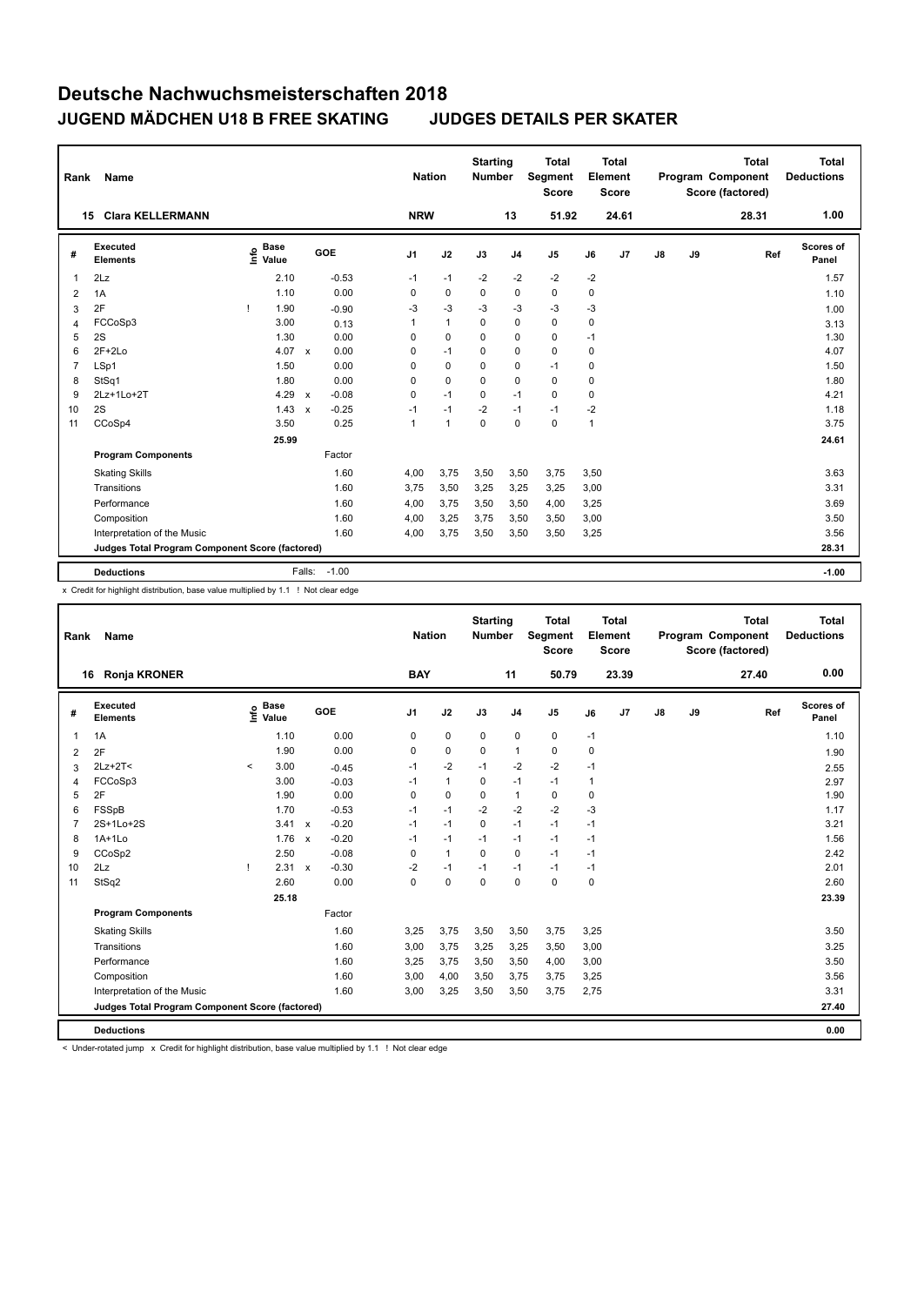# Deutsche Nachwuchsmeisterschaften 2018

## JUGEND MÄDCHEN U18 B FREE SKATING JUDGES DETAILS PER SKATER

| Rank | Name | Nation | Starting Number | Total Segment Score | Total Element Score | Total Program Component Score (factored) | Total Deductions |
|---|---|---|---|---|---|---|---|
| 15 | Clara KELLERMANN | NRW | 13 | 51.92 | 24.61 | 28.31 | 1.00 |

| # | Executed Elements | Info | Base Value | | GOE | J1 | J2 | J3 | J4 | J5 | J6 | J7 | J8 | J9 | Ref | Scores of Panel |
|---|---|---|---|---|---|---|---|---|---|---|---|---|---|---|---|---|
| 1 | 2Lz | | 2.10 | | -0.53 | -1 | -1 | -2 | -2 | -2 | -2 | | | | | 1.57 |
| 2 | 1A | | 1.10 | | 0.00 | 0 | 0 | 0 | 0 | 0 | 0 | | | | | 1.10 |
| 3 | 2F | ! | 1.90 | | -0.90 | -3 | -3 | -3 | -3 | -3 | -3 | | | | | 1.00 |
| 4 | FCCoSp3 | | 3.00 | | 0.13 | 1 | 1 | 0 | 0 | 0 | 0 | | | | | 3.13 |
| 5 | 2S | | 1.30 | | 0.00 | 0 | 0 | 0 | 0 | 0 | -1 | | | | | 1.30 |
| 6 | 2F+2Lo | | 4.07 | x | 0.00 | 0 | -1 | 0 | 0 | 0 | 0 | | | | | 4.07 |
| 7 | LSp1 | | 1.50 | | 0.00 | 0 | 0 | 0 | 0 | -1 | 0 | | | | | 1.50 |
| 8 | StSq1 | | 1.80 | | 0.00 | 0 | 0 | 0 | 0 | 0 | 0 | | | | | 1.80 |
| 9 | 2Lz+1Lo+2T | | 4.29 | x | -0.08 | 0 | -1 | 0 | -1 | 0 | 0 | | | | | 4.21 |
| 10 | 2S | | 1.43 | x | -0.25 | -1 | -1 | -2 | -1 | -1 | -2 | | | | | 1.18 |
| 11 | CCoSp4 | | 3.50 | | 0.25 | 1 | 1 | 0 | 0 | 0 | 1 | | | | | 3.75 |
| | | | 25.99 | | | | | | | | | | | | | 24.61 |
| | **Program Components** | | | | Factor | | | | | | | | | | | |
| | Skating Skills | | | | 1.60 | 4,00 | 3,75 | 3,50 | 3,50 | 3,75 | 3,50 | | | | | 3.63 |
| | Transitions | | | | 1.60 | 3,75 | 3,50 | 3,25 | 3,25 | 3,25 | 3,00 | | | | | 3.31 |
| | Performance | | | | 1.60 | 4,00 | 3,75 | 3,50 | 3,50 | 4,00 | 3,25 | | | | | 3.69 |
| | Composition | | | | 1.60 | 4,00 | 3,25 | 3,75 | 3,50 | 3,50 | 3,00 | | | | | 3.50 |
| | Interpretation of the Music | | | | 1.60 | 4,00 | 3,75 | 3,50 | 3,50 | 3,50 | 3,25 | | | | | 3.56 |
| | **Judges Total Program Component Score (factored)** | | | | | | | | | | | | | | | 28.31 |
| | **Deductions** | | | Falls: | -1.00 | | | | | | | | | | | -1.00 |

x Credit for highlight distribution, base value multiplied by 1.1 ! Not clear edge

| Rank | Name | Nation | Starting Number | Total Segment Score | Total Element Score | Total Program Component Score (factored) | Total Deductions |
|---|---|---|---|---|---|---|---|
| 16 | Ronja KRONER | BAY | 11 | 50.79 | 23.39 | 27.40 | 0.00 |

| # | Executed Elements | Info | Base Value | | GOE | J1 | J2 | J3 | J4 | J5 | J6 | J7 | J8 | J9 | Ref | Scores of Panel |
|---|---|---|---|---|---|---|---|---|---|---|---|---|---|---|---|---|
| 1 | 1A | | 1.10 | | 0.00 | 0 | 0 | 0 | 0 | 0 | -1 | | | | | 1.10 |
| 2 | 2F | | 1.90 | | 0.00 | 0 | 0 | 0 | 1 | 0 | 0 | | | | | 1.90 |
| 3 | 2Lz+2T< | < | 3.00 | | -0.45 | -1 | -2 | -1 | -2 | -2 | -1 | | | | | 2.55 |
| 4 | FCCoSp3 | | 3.00 | | -0.03 | -1 | 1 | 0 | -1 | -1 | 1 | | | | | 2.97 |
| 5 | 2F | | 1.90 | | 0.00 | 0 | 0 | 0 | 1 | 0 | 0 | | | | | 1.90 |
| 6 | FSSpB | | 1.70 | | -0.53 | -1 | -1 | -2 | -2 | -2 | -3 | | | | | 1.17 |
| 7 | 2S+1Lo+2S | | 3.41 | x | -0.20 | -1 | -1 | 0 | -1 | -1 | -1 | | | | | 3.21 |
| 8 | 1A+1Lo | | 1.76 | x | -0.20 | -1 | -1 | -1 | -1 | -1 | -1 | | | | | 1.56 |
| 9 | CCoSp2 | | 2.50 | | -0.08 | 0 | 1 | 0 | 0 | -1 | -1 | | | | | 2.42 |
| 10 | 2Lz | ! | 2.31 | x | -0.30 | -2 | -1 | -1 | -1 | -1 | -1 | | | | | 2.01 |
| 11 | StSq2 | | 2.60 | | 0.00 | 0 | 0 | 0 | 0 | 0 | 0 | | | | | 2.60 |
| | | | 25.18 | | | | | | | | | | | | | 23.39 |
| | **Program Components** | | | | Factor | | | | | | | | | | | |
| | Skating Skills | | | | 1.60 | 3,25 | 3,75 | 3,50 | 3,50 | 3,75 | 3,25 | | | | | 3.50 |
| | Transitions | | | | 1.60 | 3,00 | 3,75 | 3,25 | 3,25 | 3,50 | 3,00 | | | | | 3.25 |
| | Performance | | | | 1.60 | 3,25 | 3,75 | 3,50 | 3,50 | 4,00 | 3,00 | | | | | 3.50 |
| | Composition | | | | 1.60 | 3,00 | 4,00 | 3,50 | 3,75 | 3,75 | 3,25 | | | | | 3.56 |
| | Interpretation of the Music | | | | 1.60 | 3,00 | 3,25 | 3,50 | 3,50 | 3,75 | 2,75 | | | | | 3.31 |
| | **Judges Total Program Component Score (factored)** | | | | | | | | | | | | | | | 27.40 |
| | **Deductions** | | | | | | | | | | | | | | | 0.00 |

< Under-rotated jump x Credit for highlight distribution, base value multiplied by 1.1 ! Not clear edge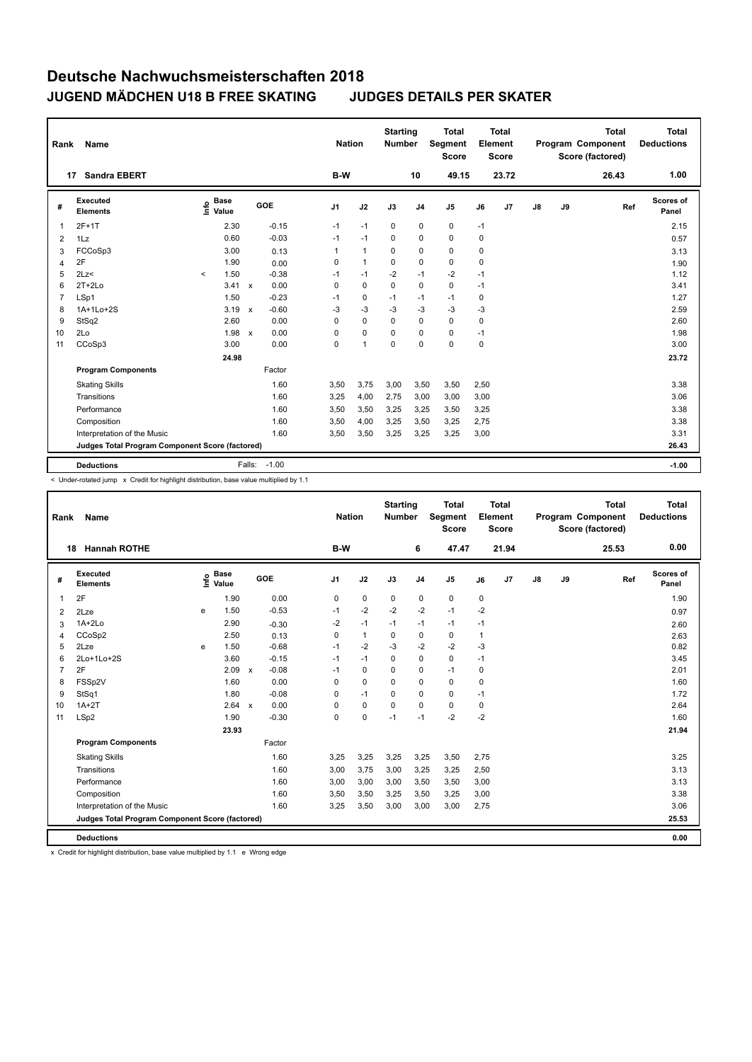# Deutsche Nachwuchsmeisterschaften 2018

## JUGEND MÄDCHEN U18 B FREE SKATING — JUDGES DETAILS PER SKATER

| Rank | Name | Nation | Starting Number | Total Segment Score | Total Element Score | Total Program Component Score (factored) | Total Deductions |
|---|---|---|---|---|---|---|---|
| 17 | Sandra EBERT | B-W | 10 | 49.15 | 23.72 | 26.43 | 1.00 |

| # | Executed Elements | Info | Base Value | | GOE | J1 | J2 | J3 | J4 | J5 | J6 | J7 | J8 | J9 | Ref | Scores of Panel |
|---|---|---|---|---|---|---|---|---|---|---|---|---|---|---|---|---|
| 1 | 2F+1T | | 2.30 | | -0.15 | -1 | -1 | 0 | 0 | 0 | -1 | | | | | 2.15 |
| 2 | 1Lz | | 0.60 | | -0.03 | -1 | -1 | 0 | 0 | 0 | 0 | | | | | 0.57 |
| 3 | FCCoSp3 | | 3.00 | | 0.13 | 1 | 1 | 0 | 0 | 0 | 0 | | | | | 3.13 |
| 4 | 2F | | 1.90 | | 0.00 | 0 | 1 | 0 | 0 | 0 | 0 | | | | | 1.90 |
| 5 | 2Lz< | < | 1.50 | | -0.38 | -1 | -1 | -2 | -1 | -2 | -1 | | | | | 1.12 |
| 6 | 2T+2Lo | | 3.41 | x | 0.00 | 0 | 0 | 0 | 0 | 0 | -1 | | | | | 3.41 |
| 7 | LSp1 | | 1.50 | | -0.23 | -1 | 0 | -1 | -1 | -1 | 0 | | | | | 1.27 |
| 8 | 1A+1Lo+2S | | 3.19 | x | -0.60 | -3 | -3 | -3 | -3 | -3 | -3 | | | | | 2.59 |
| 9 | StSq2 | | 2.60 | | 0.00 | 0 | 0 | 0 | 0 | 0 | 0 | | | | | 2.60 |
| 10 | 2Lo | | 1.98 | x | 0.00 | 0 | 0 | 0 | 0 | 0 | -1 | | | | | 1.98 |
| 11 | CCoSp3 | | 3.00 | | 0.00 | 0 | 1 | 0 | 0 | 0 | 0 | | | | | 3.00 |
| | | | 24.98 | | | | | | | | | | | | | 23.72 |
| | **Program Components** | | | | Factor | | | | | | | | | | | |
| | Skating Skills | | | | 1.60 | 3,50 | 3,75 | 3,00 | 3,50 | 3,50 | 2,50 | | | | | 3.38 |
| | Transitions | | | | 1.60 | 3,25 | 4,00 | 2,75 | 3,00 | 3,00 | 3,00 | | | | | 3.06 |
| | Performance | | | | 1.60 | 3,50 | 3,50 | 3,25 | 3,25 | 3,50 | 3,25 | | | | | 3.38 |
| | Composition | | | | 1.60 | 3,50 | 4,00 | 3,25 | 3,50 | 3,25 | 2,75 | | | | | 3.38 |
| | Interpretation of the Music | | | | 1.60 | 3,50 | 3,50 | 3,25 | 3,25 | 3,25 | 3,00 | | | | | 3.31 |
| | **Judges Total Program Component Score (factored)** | | | | | | | | | | | | | | | 26.43 |
| | **Deductions** | | Falls: | | -1.00 | | | | | | | | | | | -1.00 |

< Under-rotated jump x Credit for highlight distribution, base value multiplied by 1.1

| Rank | Name | Nation | Starting Number | Total Segment Score | Total Element Score | Total Program Component Score (factored) | Total Deductions |
|---|---|---|---|---|---|---|---|
| 18 | Hannah ROTHE | B-W | 6 | 47.47 | 21.94 | 25.53 | 0.00 |

| # | Executed Elements | Info | Base Value | | GOE | J1 | J2 | J3 | J4 | J5 | J6 | J7 | J8 | J9 | Ref | Scores of Panel |
|---|---|---|---|---|---|---|---|---|---|---|---|---|---|---|---|---|
| 1 | 2F | | 1.90 | | 0.00 | 0 | 0 | 0 | 0 | 0 | 0 | | | | | 1.90 |
| 2 | 2Lze | e | 1.50 | | -0.53 | -1 | -2 | -2 | -2 | -1 | -2 | | | | | 0.97 |
| 3 | 1A+2Lo | | 2.90 | | -0.30 | -2 | -1 | -1 | -1 | -1 | -1 | | | | | 2.60 |
| 4 | CCoSp2 | | 2.50 | | 0.13 | 0 | 1 | 0 | 0 | 0 | 1 | | | | | 2.63 |
| 5 | 2Lze | e | 1.50 | | -0.68 | -1 | -2 | -3 | -2 | -2 | -3 | | | | | 0.82 |
| 6 | 2Lo+1Lo+2S | | 3.60 | | -0.15 | -1 | -1 | 0 | 0 | 0 | -1 | | | | | 3.45 |
| 7 | 2F | | 2.09 | x | -0.08 | -1 | 0 | 0 | 0 | -1 | 0 | | | | | 2.01 |
| 8 | FSSp2V | | 1.60 | | 0.00 | 0 | 0 | 0 | 0 | 0 | 0 | | | | | 1.60 |
| 9 | StSq1 | | 1.80 | | -0.08 | 0 | -1 | 0 | 0 | 0 | -1 | | | | | 1.72 |
| 10 | 1A+2T | | 2.64 | x | 0.00 | 0 | 0 | 0 | 0 | 0 | 0 | | | | | 2.64 |
| 11 | LSp2 | | 1.90 | | -0.30 | 0 | 0 | -1 | -1 | -2 | -2 | | | | | 1.60 |
| | | | 23.93 | | | | | | | | | | | | | 21.94 |
| | **Program Components** | | | | Factor | | | | | | | | | | | |
| | Skating Skills | | | | 1.60 | 3,25 | 3,25 | 3,25 | 3,25 | 3,50 | 2,75 | | | | | 3.25 |
| | Transitions | | | | 1.60 | 3,00 | 3,75 | 3,00 | 3,25 | 3,25 | 2,50 | | | | | 3.13 |
| | Performance | | | | 1.60 | 3,00 | 3,00 | 3,00 | 3,50 | 3,50 | 3,00 | | | | | 3.13 |
| | Composition | | | | 1.60 | 3,50 | 3,50 | 3,25 | 3,50 | 3,25 | 3,00 | | | | | 3.38 |
| | Interpretation of the Music | | | | 1.60 | 3,25 | 3,50 | 3,00 | 3,00 | 3,00 | 2,75 | | | | | 3.06 |
| | **Judges Total Program Component Score (factored)** | | | | | | | | | | | | | | | 25.53 |
| | **Deductions** | | | | | | | | | | | | | | | 0.00 |

x Credit for highlight distribution, base value multiplied by 1.1 e Wrong edge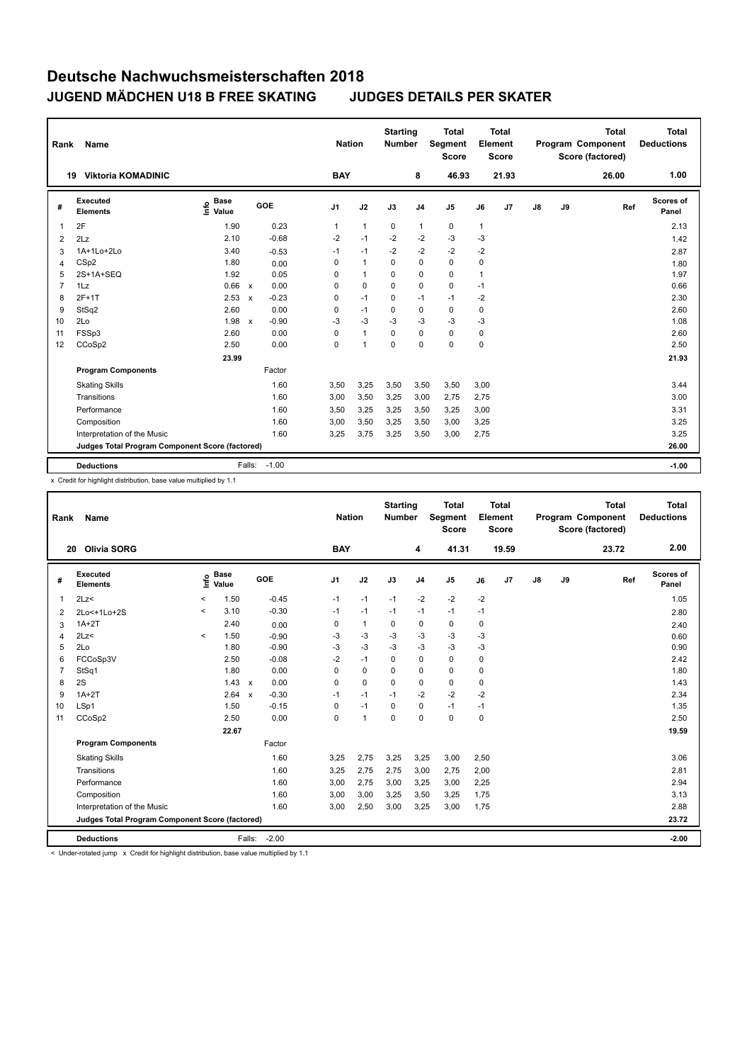# Deutsche Nachwuchsmeisterschaften 2018

## JUGEND MÄDCHEN U18 B FREE SKATING — JUDGES DETAILS PER SKATER

| Rank | Name | Nation | Starting Number | Total Segment Score | Total Element Score | Total Program Component Score (factored) | Total Deductions |
|---|---|---|---|---|---|---|---|
| 19 | Viktoria KOMADINIC | BAY | 8 | 46.93 | 21.93 | 26.00 | 1.00 |

| # | Executed Elements | Info | Base Value | | GOE | J1 | J2 | J3 | J4 | J5 | J6 | J7 | J8 | J9 | Ref | Scores of Panel |
|---|---|---|---|---|---|---|---|---|---|---|---|---|---|---|---|---|
| 1 | 2F | | 1.90 | | 0.23 | 1 | 1 | 0 | 1 | 0 | 1 | | | | | 2.13 |
| 2 | 2Lz | | 2.10 | | -0.68 | -2 | -1 | -2 | -2 | -3 | -3 | | | | | 1.42 |
| 3 | 1A+1Lo+2Lo | | 3.40 | | -0.53 | -1 | -1 | -2 | -2 | -2 | -2 | | | | | 2.87 |
| 4 | CSp2 | | 1.80 | | 0.00 | 0 | 1 | 0 | 0 | 0 | 0 | | | | | 1.80 |
| 5 | 2S+1A+SEQ | | 1.92 | | 0.05 | 0 | 1 | 0 | 0 | 0 | 1 | | | | | 1.97 |
| 7 | 1Lz | | 0.66 | x | 0.00 | 0 | 0 | 0 | 0 | 0 | -1 | | | | | 0.66 |
| 8 | 2F+1T | | 2.53 | x | -0.23 | 0 | -1 | 0 | -1 | -1 | -2 | | | | | 2.30 |
| 9 | StSq2 | | 2.60 | | 0.00 | 0 | -1 | 0 | 0 | 0 | 0 | | | | | 2.60 |
| 10 | 2Lo | | 1.98 | x | -0.90 | -3 | -3 | -3 | -3 | -3 | -3 | | | | | 1.08 |
| 11 | FSSp3 | | 2.60 | | 0.00 | 0 | 1 | 0 | 0 | 0 | 0 | | | | | 2.60 |
| 12 | CCoSp2 | | 2.50 | | 0.00 | 0 | 1 | 0 | 0 | 0 | 0 | | | | | 2.50 |
| | | | 23.99 | | | | | | | | | | | | | 21.93 |
| | **Program Components** | | | | Factor | | | | | | | | | | | |
| | Skating Skills | | | | 1.60 | 3,50 | 3,25 | 3,50 | 3,50 | 3,50 | 3,00 | | | | | 3.44 |
| | Transitions | | | | 1.60 | 3,00 | 3,50 | 3,25 | 3,00 | 2,75 | 2,75 | | | | | 3.00 |
| | Performance | | | | 1.60 | 3,50 | 3,25 | 3,25 | 3,50 | 3,25 | 3,00 | | | | | 3.31 |
| | Composition | | | | 1.60 | 3,00 | 3,50 | 3,25 | 3,50 | 3,00 | 3,25 | | | | | 3.25 |
| | Interpretation of the Music | | | | 1.60 | 3,25 | 3,75 | 3,25 | 3,50 | 3,00 | 2,75 | | | | | 3.25 |
| | **Judges Total Program Component Score (factored)** | | | | | | | | | | | | | | | 26.00 |
| | **Deductions** | | | Falls: | -1.00 | | | | | | | | | | | -1.00 |

x Credit for highlight distribution, base value multiplied by 1.1

| Rank | Name | Nation | Starting Number | Total Segment Score | Total Element Score | Total Program Component Score (factored) | Total Deductions |
|---|---|---|---|---|---|---|---|
| 20 | Olivia SORG | BAY | 4 | 41.31 | 19.59 | 23.72 | 2.00 |

| # | Executed Elements | Info | Base Value | | GOE | J1 | J2 | J3 | J4 | J5 | J6 | J7 | J8 | J9 | Ref | Scores of Panel |
|---|---|---|---|---|---|---|---|---|---|---|---|---|---|---|---|---|
| 1 | 2Lz< | < | 1.50 | | -0.45 | -1 | -1 | -1 | -2 | -2 | -2 | | | | | 1.05 |
| 2 | 2Lo<+1Lo+2S | < | 3.10 | | -0.30 | -1 | -1 | -1 | -1 | -1 | -1 | | | | | 2.80 |
| 3 | 1A+2T | | 2.40 | | 0.00 | 0 | 1 | 0 | 0 | 0 | 0 | | | | | 2.40 |
| 4 | 2Lz< | < | 1.50 | | -0.90 | -3 | -3 | -3 | -3 | -3 | -3 | | | | | 0.60 |
| 5 | 2Lo | | 1.80 | | -0.90 | -3 | -3 | -3 | -3 | -3 | -3 | | | | | 0.90 |
| 6 | FCCoSp3V | | 2.50 | | -0.08 | -2 | -1 | 0 | 0 | 0 | 0 | | | | | 2.42 |
| 7 | StSq1 | | 1.80 | | 0.00 | 0 | 0 | 0 | 0 | 0 | 0 | | | | | 1.80 |
| 8 | 2S | | 1.43 | x | 0.00 | 0 | 0 | 0 | 0 | 0 | 0 | | | | | 1.43 |
| 9 | 1A+2T | | 2.64 | x | -0.30 | -1 | -1 | -1 | -2 | -2 | -2 | | | | | 2.34 |
| 10 | LSp1 | | 1.50 | | -0.15 | 0 | -1 | 0 | 0 | -1 | -1 | | | | | 1.35 |
| 11 | CCoSp2 | | 2.50 | | 0.00 | 0 | 1 | 0 | 0 | 0 | 0 | | | | | 2.50 |
| | | | 22.67 | | | | | | | | | | | | | 19.59 |
| | **Program Components** | | | | Factor | | | | | | | | | | | |
| | Skating Skills | | | | 1.60 | 3,25 | 2,75 | 3,25 | 3,25 | 3,00 | 2,50 | | | | | 3.06 |
| | Transitions | | | | 1.60 | 3,25 | 2,75 | 2,75 | 3,00 | 2,75 | 2,00 | | | | | 2.81 |
| | Performance | | | | 1.60 | 3,00 | 2,75 | 3,00 | 3,25 | 3,00 | 2,25 | | | | | 2.94 |
| | Composition | | | | 1.60 | 3,00 | 3,00 | 3,25 | 3,50 | 3,25 | 1,75 | | | | | 3.13 |
| | Interpretation of the Music | | | | 1.60 | 3,00 | 2,50 | 3,00 | 3,25 | 3,00 | 1,75 | | | | | 2.88 |
| | **Judges Total Program Component Score (factored)** | | | | | | | | | | | | | | | 23.72 |
| | **Deductions** | | | Falls: | -2.00 | | | | | | | | | | | -2.00 |

< Under-rotated jump x Credit for highlight distribution, base value multiplied by 1.1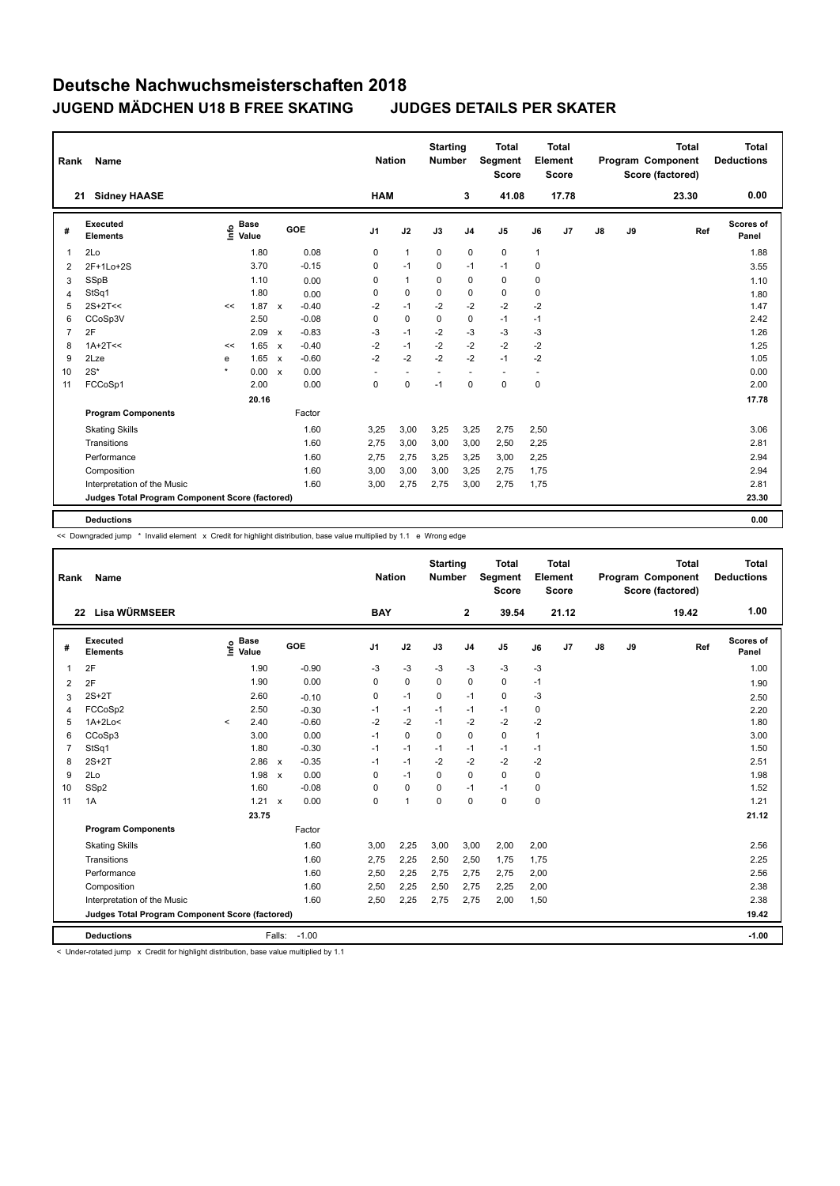# Deutsche Nachwuchsmeisterschaften 2018

## JUGEND MÄDCHEN U18 B FREE SKATING JUDGES DETAILS PER SKATER

| Rank | Name | Nation | Starting Number | Total Segment Score | Total Element Score | Total Program Component Score (factored) | Total Deductions |
|---|---|---|---|---|---|---|---|
| 21 | Sidney HAASE | HAM | 3 | 41.08 | 17.78 | 23.30 | 0.00 |

| # | Executed Elements | Info | Base Value | | GOE | J1 | J2 | J3 | J4 | J5 | J6 | J7 | J8 | J9 | Ref | Scores of Panel |
|---|---|---|---|---|---|---|---|---|---|---|---|---|---|---|---|---|
| 1 | 2Lo | | 1.80 | | 0.08 | 0 | 1 | 0 | 0 | 0 | 1 | | | | | 1.88 |
| 2 | 2F+1Lo+2S | | 3.70 | | -0.15 | 0 | -1 | 0 | -1 | -1 | 0 | | | | | 3.55 |
| 3 | SSpB | | 1.10 | | 0.00 | 0 | 1 | 0 | 0 | 0 | 0 | | | | | 1.10 |
| 4 | StSq1 | | 1.80 | | 0.00 | 0 | 0 | 0 | 0 | 0 | 0 | | | | | 1.80 |
| 5 | 2S+2T<< | << | 1.87 | x | -0.40 | -2 | -1 | -2 | -2 | -2 | -2 | | | | | 1.47 |
| 6 | CCoSp3V | | 2.50 | | -0.08 | 0 | 0 | 0 | 0 | -1 | -1 | | | | | 2.42 |
| 7 | 2F | | 2.09 | x | -0.83 | -3 | -1 | -2 | -3 | -3 | -3 | | | | | 1.26 |
| 8 | 1A+2T<< | << | 1.65 | x | -0.40 | -2 | -1 | -2 | -2 | -2 | -2 | | | | | 1.25 |
| 9 | 2Lze | e | 1.65 | x | -0.60 | -2 | -2 | -2 | -2 | -1 | -2 | | | | | 1.05 |
| 10 | 2S* | * | 0.00 | x | 0.00 | - | - | - | - | - | - | | | | | 0.00 |
| 11 | FCCoSp1 | | 2.00 | | 0.00 | 0 | 0 | -1 | 0 | 0 | 0 | | | | | 2.00 |
| | | | 20.16 | | | | | | | | | | | | | 17.78 |
| | **Program Components** | | | | Factor | | | | | | | | | | | |
| | Skating Skills | | | | 1.60 | 3,25 | 3,00 | 3,25 | 3,25 | 2,75 | 2,50 | | | | | 3.06 |
| | Transitions | | | | 1.60 | 2,75 | 3,00 | 3,00 | 3,00 | 2,50 | 2,25 | | | | | 2.81 |
| | Performance | | | | 1.60 | 2,75 | 2,75 | 3,25 | 3,25 | 3,00 | 2,25 | | | | | 2.94 |
| | Composition | | | | 1.60 | 3,00 | 3,00 | 3,00 | 3,25 | 2,75 | 1,75 | | | | | 2.94 |
| | Interpretation of the Music | | | | 1.60 | 3,00 | 2,75 | 2,75 | 3,00 | 2,75 | 1,75 | | | | | 2.81 |
| | **Judges Total Program Component Score (factored)** | | | | | | | | | | | | | | | 23.30 |
| | **Deductions** | | | | | | | | | | | | | | | 0.00 |

<< Downgraded jump * Invalid element x Credit for highlight distribution, base value multiplied by 1.1 e Wrong edge

| Rank | Name | Nation | Starting Number | Total Segment Score | Total Element Score | Total Program Component Score (factored) | Total Deductions |
|---|---|---|---|---|---|---|---|
| 22 | Lisa WÜRMSEER | BAY | 2 | 39.54 | 21.12 | 19.42 | 1.00 |

| # | Executed Elements | Info | Base Value | | GOE | J1 | J2 | J3 | J4 | J5 | J6 | J7 | J8 | J9 | Ref | Scores of Panel |
|---|---|---|---|---|---|---|---|---|---|---|---|---|---|---|---|---|
| 1 | 2F | | 1.90 | | -0.90 | -3 | -3 | -3 | -3 | -3 | -3 | | | | | 1.00 |
| 2 | 2F | | 1.90 | | 0.00 | 0 | 0 | 0 | 0 | 0 | -1 | | | | | 1.90 |
| 3 | 2S+2T | | 2.60 | | -0.10 | 0 | -1 | 0 | -1 | 0 | -3 | | | | | 2.50 |
| 4 | FCCoSp2 | | 2.50 | | -0.30 | -1 | -1 | -1 | -1 | -1 | 0 | | | | | 2.20 |
| 5 | 1A+2Lo< | < | 2.40 | | -0.60 | -2 | -2 | -1 | -2 | -2 | -2 | | | | | 1.80 |
| 6 | CCoSp3 | | 3.00 | | 0.00 | -1 | 0 | 0 | 0 | 0 | 1 | | | | | 3.00 |
| 7 | StSq1 | | 1.80 | | -0.30 | -1 | -1 | -1 | -1 | -1 | -1 | | | | | 1.50 |
| 8 | 2S+2T | | 2.86 | x | -0.35 | -1 | -1 | -2 | -2 | -2 | -2 | | | | | 2.51 |
| 9 | 2Lo | | 1.98 | x | 0.00 | 0 | -1 | 0 | 0 | 0 | 0 | | | | | 1.98 |
| 10 | SSp2 | | 1.60 | | -0.08 | 0 | 0 | 0 | -1 | -1 | 0 | | | | | 1.52 |
| 11 | 1A | | 1.21 | x | 0.00 | 0 | 1 | 0 | 0 | 0 | 0 | | | | | 1.21 |
| | | | 23.75 | | | | | | | | | | | | | 21.12 |
| | **Program Components** | | | | Factor | | | | | | | | | | | |
| | Skating Skills | | | | 1.60 | 3,00 | 2,25 | 3,00 | 3,00 | 2,00 | 2,00 | | | | | 2.56 |
| | Transitions | | | | 1.60 | 2,75 | 2,25 | 2,50 | 2,50 | 1,75 | 1,75 | | | | | 2.25 |
| | Performance | | | | 1.60 | 2,50 | 2,25 | 2,75 | 2,75 | 2,75 | 2,00 | | | | | 2.56 |
| | Composition | | | | 1.60 | 2,50 | 2,25 | 2,50 | 2,75 | 2,25 | 2,00 | | | | | 2.38 |
| | Interpretation of the Music | | | | 1.60 | 2,50 | 2,25 | 2,75 | 2,75 | 2,00 | 1,50 | | | | | 2.38 |
| | **Judges Total Program Component Score (factored)** | | | | | | | | | | | | | | | 19.42 |
| | **Deductions** | | | Falls: | -1.00 | | | | | | | | | | | -1.00 |

< Under-rotated jump x Credit for highlight distribution, base value multiplied by 1.1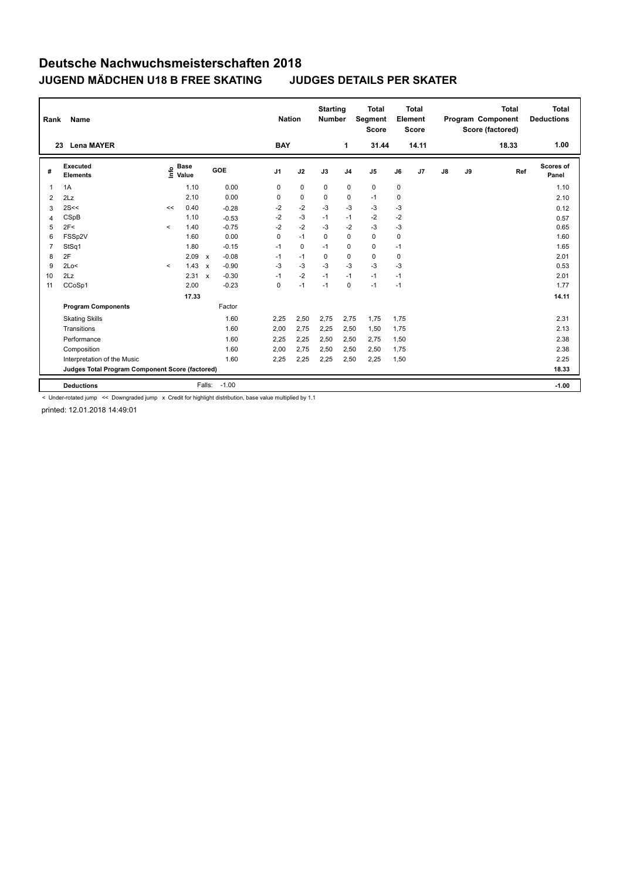# Deutsche Nachwuchsmeisterschaften 2018

## JUGEND MÄDCHEN U18 B FREE SKATING JUDGES DETAILS PER SKATER

| Rank | Name | Nation | Starting Number | Total Segment Score | Total Element Score | Total Program Component Score (factored) | Total Deductions |
|---|---|---|---|---|---|---|---|
| 23 | Lena MAYER | BAY | 1 | 31.44 | 14.11 | 18.33 | 1.00 |

| # | Executed Elements | Info | Base Value | | GOE | J1 | J2 | J3 | J4 | J5 | J6 | J7 | J8 | J9 | Ref | Scores of Panel |
|---|---|---|---|---|---|---|---|---|---|---|---|---|---|---|---|---|
| 1 | 1A | | 1.10 | | 0.00 | 0 | 0 | 0 | 0 | 0 | 0 | | | | | 1.10 |
| 2 | 2Lz | | 2.10 | | 0.00 | 0 | 0 | 0 | 0 | -1 | 0 | | | | | 2.10 |
| 3 | 2S<< | << | 0.40 | | -0.28 | -2 | -2 | -3 | -3 | -3 | -3 | | | | | 0.12 |
| 4 | CSpB | | 1.10 | | -0.53 | -2 | -3 | -1 | -1 | -2 | -2 | | | | | 0.57 |
| 5 | 2F< | < | 1.40 | | -0.75 | -2 | -2 | -3 | -2 | -3 | -3 | | | | | 0.65 |
| 6 | FSSp2V | | 1.60 | | 0.00 | 0 | -1 | 0 | 0 | 0 | 0 | | | | | 1.60 |
| 7 | StSq1 | | 1.80 | | -0.15 | -1 | 0 | -1 | 0 | 0 | -1 | | | | | 1.65 |
| 8 | 2F | | 2.09 | x | -0.08 | -1 | -1 | 0 | 0 | 0 | 0 | | | | | 2.01 |
| 9 | 2Lo< | < | 1.43 | x | -0.90 | -3 | -3 | -3 | -3 | -3 | -3 | | | | | 0.53 |
| 10 | 2Lz | | 2.31 | x | -0.30 | -1 | -2 | -1 | -1 | -1 | -1 | | | | | 2.01 |
| 11 | CCoSp1 | | 2.00 | | -0.23 | 0 | -1 | -1 | 0 | -1 | -1 | | | | | 1.77 |
| | | | 17.33 | | | | | | | | | | | | | 14.11 |
| | **Program Components** | | | | Factor | | | | | | | | | | | |
| | Skating Skills | | | | 1.60 | 2,25 | 2,50 | 2,75 | 2,75 | 1,75 | 1,75 | | | | | 2.31 |
| | Transitions | | | | 1.60 | 2,00 | 2,75 | 2,25 | 2,50 | 1,50 | 1,75 | | | | | 2.13 |
| | Performance | | | | 1.60 | 2,25 | 2,25 | 2,50 | 2,50 | 2,75 | 1,50 | | | | | 2.38 |
| | Composition | | | | 1.60 | 2,00 | 2,75 | 2,50 | 2,50 | 2,50 | 1,75 | | | | | 2.38 |
| | Interpretation of the Music | | | | 1.60 | 2,25 | 2,25 | 2,25 | 2,50 | 2,25 | 1,50 | | | | | 2.25 |
| | **Judges Total Program Component Score (factored)** | | | | | | | | | | | | | | | 18.33 |
| | **Deductions** | | | Falls: | -1.00 | | | | | | | | | | | -1.00 |

< Under-rotated jump << Downgraded jump x Credit for highlight distribution, base value multiplied by 1.1

printed: 12.01.2018 14:49:01